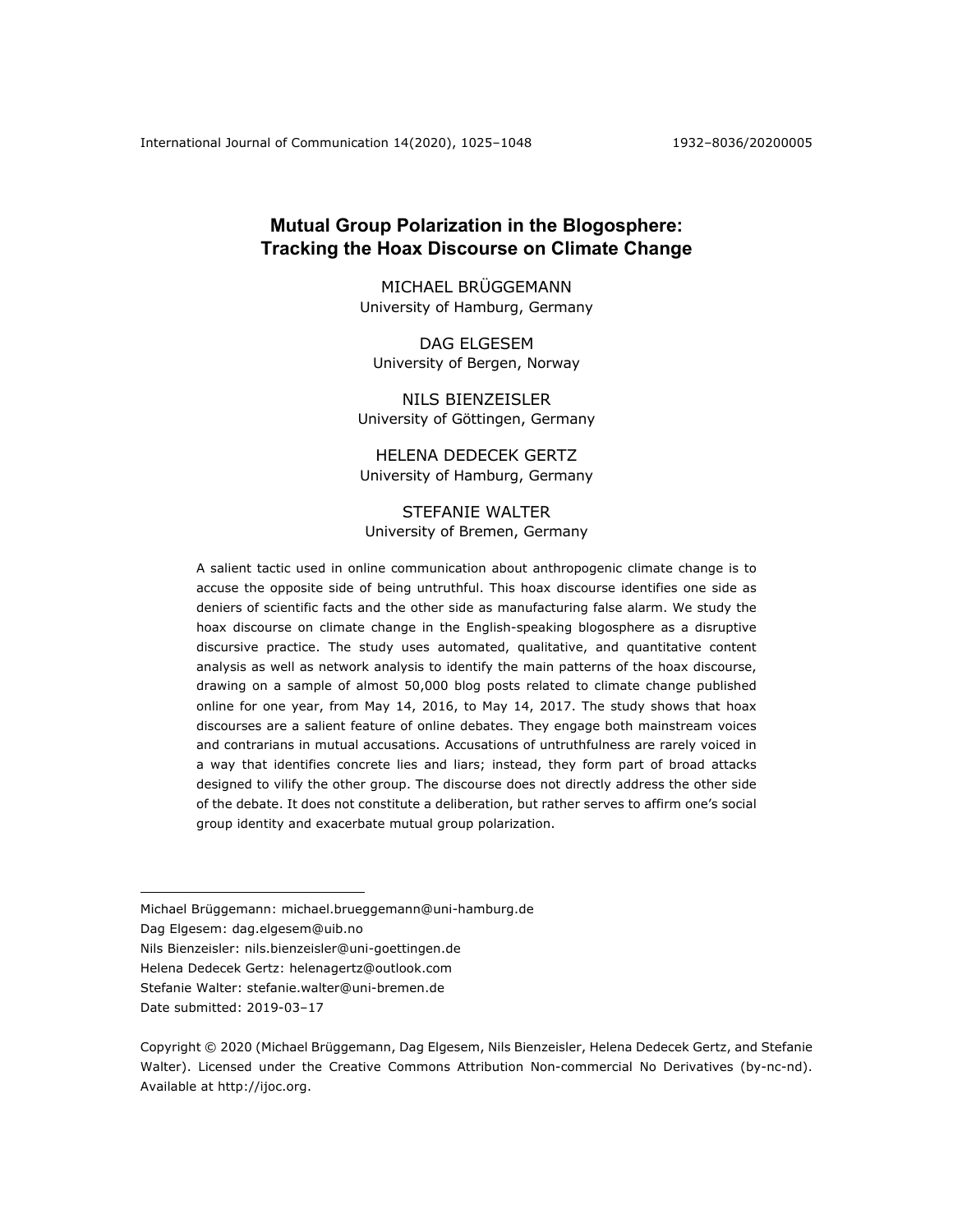# Mutual Group Polarization in the Blogosphere: Tracking the Hoax Discourse on Climate Change

MICHAEL BRÜGGEMANN
University of Hamburg, Germany

DAG ELGESEM
University of Bergen, Norway

NILS BIENZEISLER
University of Göttingen, Germany

HELENA DEDECEK GERTZ
University of Hamburg, Germany

STEFANIE WALTER
University of Bremen, Germany

A salient tactic used in online communication about anthropogenic climate change is to accuse the opposite side of being untruthful. This hoax discourse identifies one side as deniers of scientific facts and the other side as manufacturing false alarm. We study the hoax discourse on climate change in the English-speaking blogosphere as a disruptive discursive practice. The study uses automated, qualitative, and quantitative content analysis as well as network analysis to identify the main patterns of the hoax discourse, drawing on a sample of almost 50,000 blog posts related to climate change published online for one year, from May 14, 2016, to May 14, 2017. The study shows that hoax discourses are a salient feature of online debates. They engage both mainstream voices and contrarians in mutual accusations. Accusations of untruthfulness are rarely voiced in a way that identifies concrete lies and liars; instead, they form part of broad attacks designed to vilify the other group. The discourse does not directly address the other side of the debate. It does not constitute a deliberation, but rather serves to affirm one's social group identity and exacerbate mutual group polarization.

---

Michael Brüggemann: michael.brueggemann@uni-hamburg.de
Dag Elgesem: dag.elgesem@uib.no
Nils Bienzeisler: nils.bienzeisler@uni-goettingen.de
Helena Dedecek Gertz: helenagertz@outlook.com
Stefanie Walter: stefanie.walter@uni-bremen.de
Date submitted: 2019-03–17

Copyright © 2020 (Michael Brüggemann, Dag Elgesem, Nils Bienzeisler, Helena Dedecek Gertz, and Stefanie Walter). Licensed under the Creative Commons Attribution Non-commercial No Derivatives (by-nc-nd). Available at http://ijoc.org.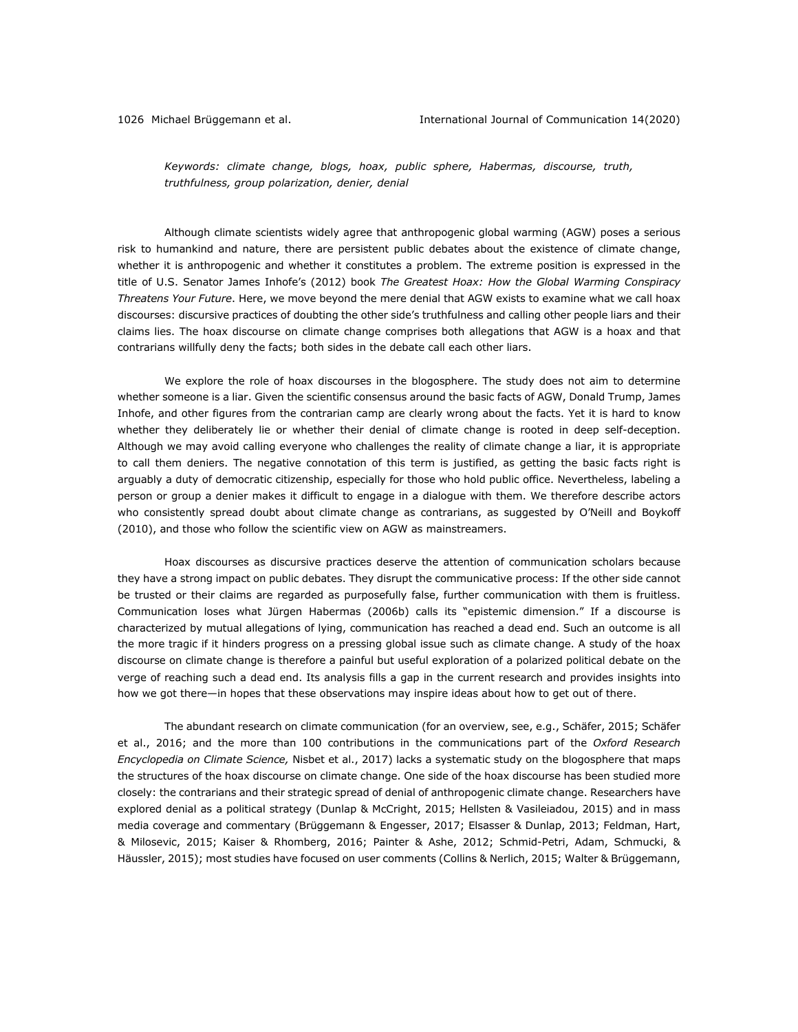*Keywords: climate change, blogs, hoax, public sphere, Habermas, discourse, truth, truthfulness, group polarization, denier, denial*

Although climate scientists widely agree that anthropogenic global warming (AGW) poses a serious risk to humankind and nature, there are persistent public debates about the existence of climate change, whether it is anthropogenic and whether it constitutes a problem. The extreme position is expressed in the title of U.S. Senator James Inhofe's (2012) book *The Greatest Hoax: How the Global Warming Conspiracy Threatens Your Future*. Here, we move beyond the mere denial that AGW exists to examine what we call hoax discourses: discursive practices of doubting the other side's truthfulness and calling other people liars and their claims lies. The hoax discourse on climate change comprises both allegations that AGW is a hoax and that contrarians willfully deny the facts; both sides in the debate call each other liars.

We explore the role of hoax discourses in the blogosphere. The study does not aim to determine whether someone is a liar. Given the scientific consensus around the basic facts of AGW, Donald Trump, James Inhofe, and other figures from the contrarian camp are clearly wrong about the facts. Yet it is hard to know whether they deliberately lie or whether their denial of climate change is rooted in deep self-deception. Although we may avoid calling everyone who challenges the reality of climate change a liar, it is appropriate to call them deniers. The negative connotation of this term is justified, as getting the basic facts right is arguably a duty of democratic citizenship, especially for those who hold public office. Nevertheless, labeling a person or group a denier makes it difficult to engage in a dialogue with them. We therefore describe actors who consistently spread doubt about climate change as contrarians, as suggested by O'Neill and Boykoff (2010), and those who follow the scientific view on AGW as mainstreamers.

Hoax discourses as discursive practices deserve the attention of communication scholars because they have a strong impact on public debates. They disrupt the communicative process: If the other side cannot be trusted or their claims are regarded as purposefully false, further communication with them is fruitless. Communication loses what Jürgen Habermas (2006b) calls its "epistemic dimension." If a discourse is characterized by mutual allegations of lying, communication has reached a dead end. Such an outcome is all the more tragic if it hinders progress on a pressing global issue such as climate change. A study of the hoax discourse on climate change is therefore a painful but useful exploration of a polarized political debate on the verge of reaching such a dead end. Its analysis fills a gap in the current research and provides insights into how we got there—in hopes that these observations may inspire ideas about how to get out of there.

The abundant research on climate communication (for an overview, see, e.g., Schäfer, 2015; Schäfer et al., 2016; and the more than 100 contributions in the communications part of the *Oxford Research Encyclopedia on Climate Science,* Nisbet et al., 2017) lacks a systematic study on the blogosphere that maps the structures of the hoax discourse on climate change. One side of the hoax discourse has been studied more closely: the contrarians and their strategic spread of denial of anthropogenic climate change. Researchers have explored denial as a political strategy (Dunlap & McCright, 2015; Hellsten & Vasileiadou, 2015) and in mass media coverage and commentary (Brüggemann & Engesser, 2017; Elsasser & Dunlap, 2013; Feldman, Hart, & Milosevic, 2015; Kaiser & Rhomberg, 2016; Painter & Ashe, 2012; Schmid-Petri, Adam, Schmucki, & Häussler, 2015); most studies have focused on user comments (Collins & Nerlich, 2015; Walter & Brüggemann,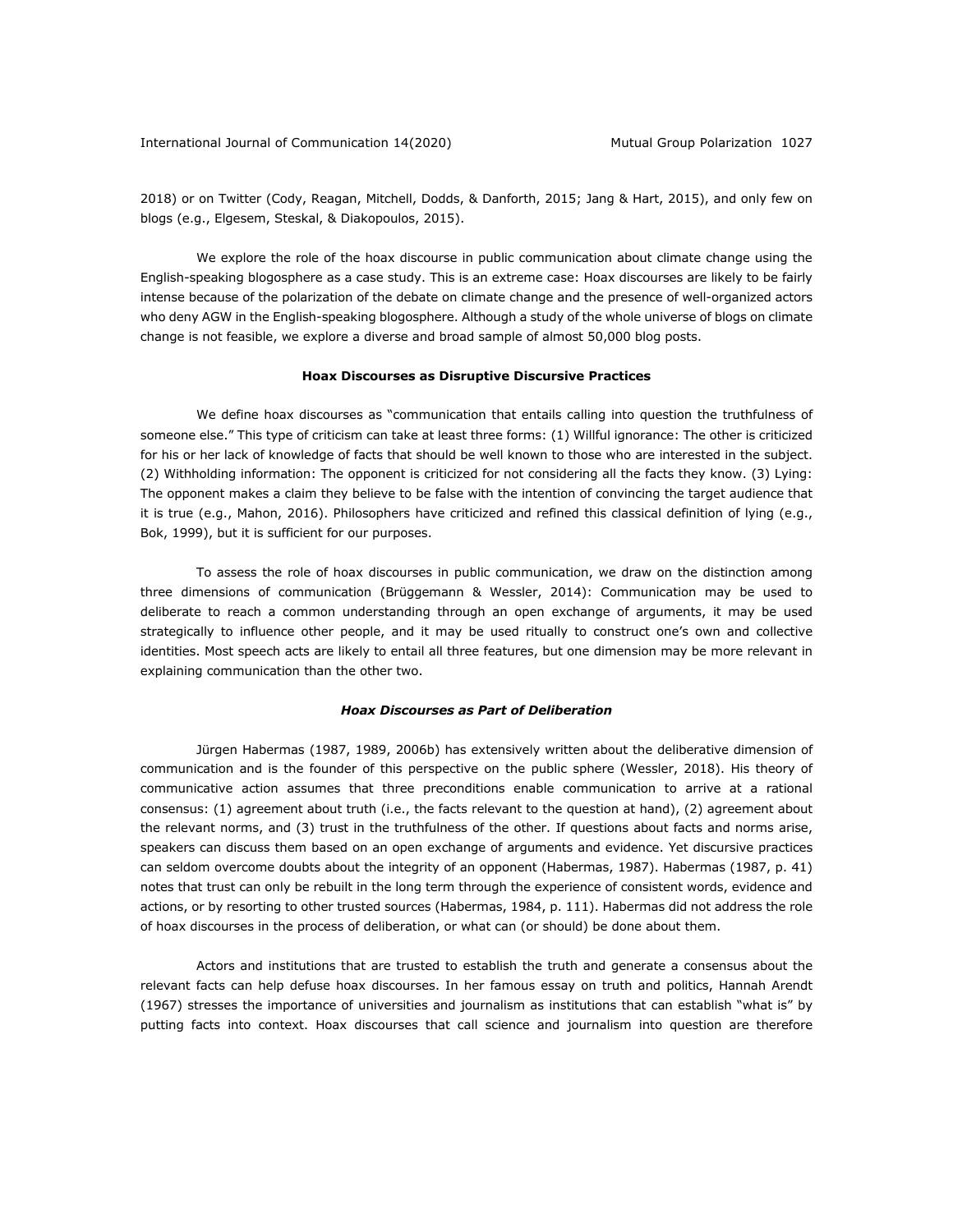2018) or on Twitter (Cody, Reagan, Mitchell, Dodds, & Danforth, 2015; Jang & Hart, 2015), and only few on blogs (e.g., Elgesem, Steskal, & Diakopoulos, 2015).

We explore the role of the hoax discourse in public communication about climate change using the English-speaking blogosphere as a case study. This is an extreme case: Hoax discourses are likely to be fairly intense because of the polarization of the debate on climate change and the presence of well-organized actors who deny AGW in the English-speaking blogosphere. Although a study of the whole universe of blogs on climate change is not feasible, we explore a diverse and broad sample of almost 50,000 blog posts.

## Hoax Discourses as Disruptive Discursive Practices

We define hoax discourses as "communication that entails calling into question the truthfulness of someone else." This type of criticism can take at least three forms: (1) Willful ignorance: The other is criticized for his or her lack of knowledge of facts that should be well known to those who are interested in the subject. (2) Withholding information: The opponent is criticized for not considering all the facts they know. (3) Lying: The opponent makes a claim they believe to be false with the intention of convincing the target audience that it is true (e.g., Mahon, 2016). Philosophers have criticized and refined this classical definition of lying (e.g., Bok, 1999), but it is sufficient for our purposes.

To assess the role of hoax discourses in public communication, we draw on the distinction among three dimensions of communication (Brüggemann & Wessler, 2014): Communication may be used to deliberate to reach a common understanding through an open exchange of arguments, it may be used strategically to influence other people, and it may be used ritually to construct one's own and collective identities. Most speech acts are likely to entail all three features, but one dimension may be more relevant in explaining communication than the other two.

### *Hoax Discourses as Part of Deliberation*

Jürgen Habermas (1987, 1989, 2006b) has extensively written about the deliberative dimension of communication and is the founder of this perspective on the public sphere (Wessler, 2018). His theory of communicative action assumes that three preconditions enable communication to arrive at a rational consensus: (1) agreement about truth (i.e., the facts relevant to the question at hand), (2) agreement about the relevant norms, and (3) trust in the truthfulness of the other. If questions about facts and norms arise, speakers can discuss them based on an open exchange of arguments and evidence. Yet discursive practices can seldom overcome doubts about the integrity of an opponent (Habermas, 1987). Habermas (1987, p. 41) notes that trust can only be rebuilt in the long term through the experience of consistent words, evidence and actions, or by resorting to other trusted sources (Habermas, 1984, p. 111). Habermas did not address the role of hoax discourses in the process of deliberation, or what can (or should) be done about them.

Actors and institutions that are trusted to establish the truth and generate a consensus about the relevant facts can help defuse hoax discourses. In her famous essay on truth and politics, Hannah Arendt (1967) stresses the importance of universities and journalism as institutions that can establish "what is" by putting facts into context. Hoax discourses that call science and journalism into question are therefore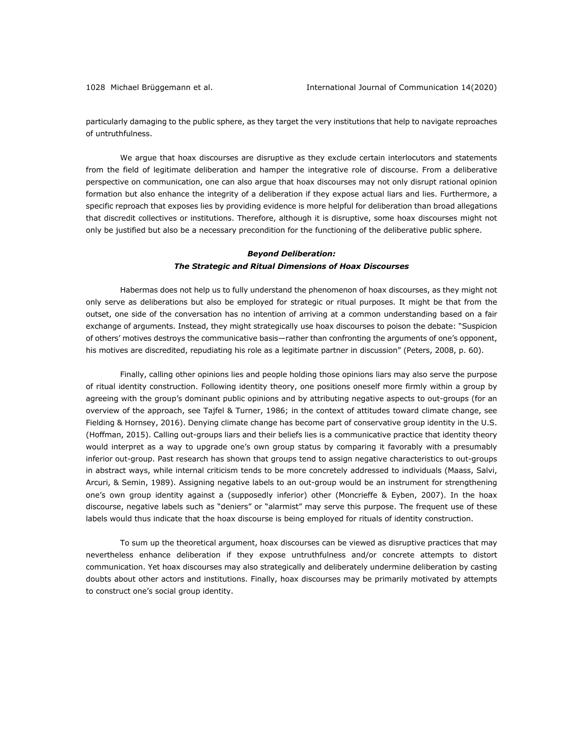particularly damaging to the public sphere, as they target the very institutions that help to navigate reproaches of untruthfulness.

We argue that hoax discourses are disruptive as they exclude certain interlocutors and statements from the field of legitimate deliberation and hamper the integrative role of discourse. From a deliberative perspective on communication, one can also argue that hoax discourses may not only disrupt rational opinion formation but also enhance the integrity of a deliberation if they expose actual liars and lies. Furthermore, a specific reproach that exposes lies by providing evidence is more helpful for deliberation than broad allegations that discredit collectives or institutions. Therefore, although it is disruptive, some hoax discourses might not only be justified but also be a necessary precondition for the functioning of the deliberative public sphere.

### *Beyond Deliberation: The Strategic and Ritual Dimensions of Hoax Discourses*

Habermas does not help us to fully understand the phenomenon of hoax discourses, as they might not only serve as deliberations but also be employed for strategic or ritual purposes. It might be that from the outset, one side of the conversation has no intention of arriving at a common understanding based on a fair exchange of arguments. Instead, they might strategically use hoax discourses to poison the debate: "Suspicion of others' motives destroys the communicative basis—rather than confronting the arguments of one's opponent, his motives are discredited, repudiating his role as a legitimate partner in discussion" (Peters, 2008, p. 60).

Finally, calling other opinions lies and people holding those opinions liars may also serve the purpose of ritual identity construction. Following identity theory, one positions oneself more firmly within a group by agreeing with the group's dominant public opinions and by attributing negative aspects to out-groups (for an overview of the approach, see Tajfel & Turner, 1986; in the context of attitudes toward climate change, see Fielding & Hornsey, 2016). Denying climate change has become part of conservative group identity in the U.S. (Hoffman, 2015). Calling out-groups liars and their beliefs lies is a communicative practice that identity theory would interpret as a way to upgrade one's own group status by comparing it favorably with a presumably inferior out-group. Past research has shown that groups tend to assign negative characteristics to out-groups in abstract ways, while internal criticism tends to be more concretely addressed to individuals (Maass, Salvi, Arcuri, & Semin, 1989). Assigning negative labels to an out-group would be an instrument for strengthening one's own group identity against a (supposedly inferior) other (Moncrieffe & Eyben, 2007). In the hoax discourse, negative labels such as "deniers" or "alarmist" may serve this purpose. The frequent use of these labels would thus indicate that the hoax discourse is being employed for rituals of identity construction.

To sum up the theoretical argument, hoax discourses can be viewed as disruptive practices that may nevertheless enhance deliberation if they expose untruthfulness and/or concrete attempts to distort communication. Yet hoax discourses may also strategically and deliberately undermine deliberation by casting doubts about other actors and institutions. Finally, hoax discourses may be primarily motivated by attempts to construct one's social group identity.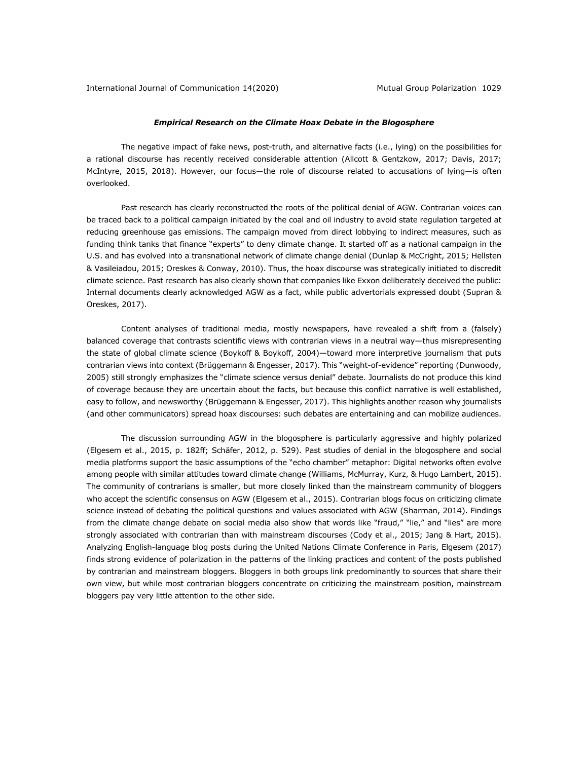### *Empirical Research on the Climate Hoax Debate in the Blogosphere*

The negative impact of fake news, post-truth, and alternative facts (i.e., lying) on the possibilities for a rational discourse has recently received considerable attention (Allcott & Gentzkow, 2017; Davis, 2017; McIntyre, 2015, 2018). However, our focus—the role of discourse related to accusations of lying—is often overlooked.

Past research has clearly reconstructed the roots of the political denial of AGW. Contrarian voices can be traced back to a political campaign initiated by the coal and oil industry to avoid state regulation targeted at reducing greenhouse gas emissions. The campaign moved from direct lobbying to indirect measures, such as funding think tanks that finance "experts" to deny climate change. It started off as a national campaign in the U.S. and has evolved into a transnational network of climate change denial (Dunlap & McCright, 2015; Hellsten & Vasileiadou, 2015; Oreskes & Conway, 2010). Thus, the hoax discourse was strategically initiated to discredit climate science. Past research has also clearly shown that companies like Exxon deliberately deceived the public: Internal documents clearly acknowledged AGW as a fact, while public advertorials expressed doubt (Supran & Oreskes, 2017).

Content analyses of traditional media, mostly newspapers, have revealed a shift from a (falsely) balanced coverage that contrasts scientific views with contrarian views in a neutral way—thus misrepresenting the state of global climate science (Boykoff & Boykoff, 2004)—toward more interpretive journalism that puts contrarian views into context (Brüggemann & Engesser, 2017). This "weight-of-evidence" reporting (Dunwoody, 2005) still strongly emphasizes the "climate science versus denial" debate. Journalists do not produce this kind of coverage because they are uncertain about the facts, but because this conflict narrative is well established, easy to follow, and newsworthy (Brüggemann & Engesser, 2017). This highlights another reason why journalists (and other communicators) spread hoax discourses: such debates are entertaining and can mobilize audiences.

The discussion surrounding AGW in the blogosphere is particularly aggressive and highly polarized (Elgesem et al., 2015, p. 182ff; Schäfer, 2012, p. 529). Past studies of denial in the blogosphere and social media platforms support the basic assumptions of the "echo chamber" metaphor: Digital networks often evolve among people with similar attitudes toward climate change (Williams, McMurray, Kurz, & Hugo Lambert, 2015). The community of contrarians is smaller, but more closely linked than the mainstream community of bloggers who accept the scientific consensus on AGW (Elgesem et al., 2015). Contrarian blogs focus on criticizing climate science instead of debating the political questions and values associated with AGW (Sharman, 2014). Findings from the climate change debate on social media also show that words like "fraud," "lie," and "lies" are more strongly associated with contrarian than with mainstream discourses (Cody et al., 2015; Jang & Hart, 2015). Analyzing English-language blog posts during the United Nations Climate Conference in Paris, Elgesem (2017) finds strong evidence of polarization in the patterns of the linking practices and content of the posts published by contrarian and mainstream bloggers. Bloggers in both groups link predominantly to sources that share their own view, but while most contrarian bloggers concentrate on criticizing the mainstream position, mainstream bloggers pay very little attention to the other side.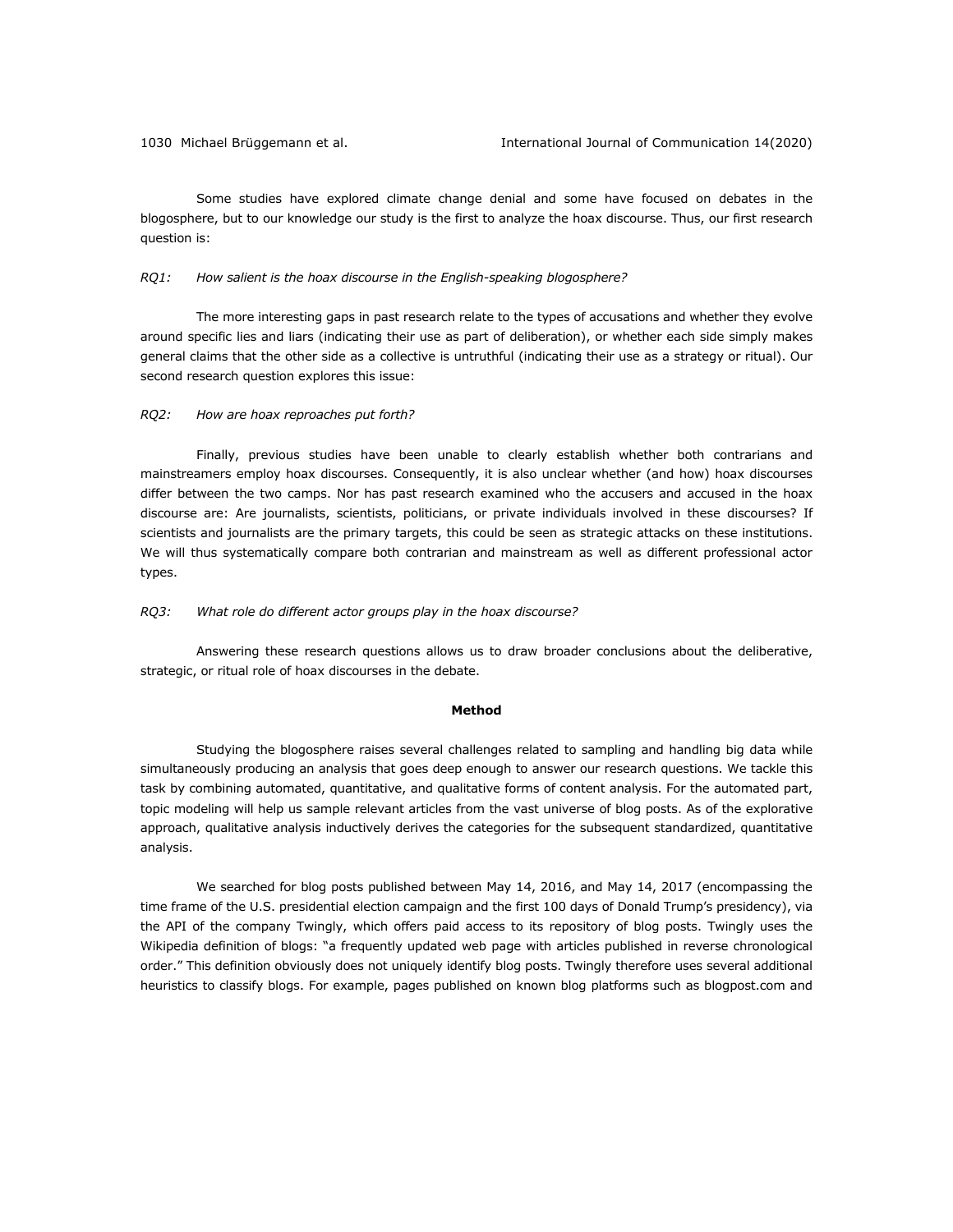Some studies have explored climate change denial and some have focused on debates in the blogosphere, but to our knowledge our study is the first to analyze the hoax discourse. Thus, our first research question is:

*RQ1: How salient is the hoax discourse in the English-speaking blogosphere?*

The more interesting gaps in past research relate to the types of accusations and whether they evolve around specific lies and liars (indicating their use as part of deliberation), or whether each side simply makes general claims that the other side as a collective is untruthful (indicating their use as a strategy or ritual). Our second research question explores this issue:

*RQ2: How are hoax reproaches put forth?*

Finally, previous studies have been unable to clearly establish whether both contrarians and mainstreamers employ hoax discourses. Consequently, it is also unclear whether (and how) hoax discourses differ between the two camps. Nor has past research examined who the accusers and accused in the hoax discourse are: Are journalists, scientists, politicians, or private individuals involved in these discourses? If scientists and journalists are the primary targets, this could be seen as strategic attacks on these institutions. We will thus systematically compare both contrarian and mainstream as well as different professional actor types.

*RQ3: What role do different actor groups play in the hoax discourse?*

Answering these research questions allows us to draw broader conclusions about the deliberative, strategic, or ritual role of hoax discourses in the debate.

## Method

Studying the blogosphere raises several challenges related to sampling and handling big data while simultaneously producing an analysis that goes deep enough to answer our research questions. We tackle this task by combining automated, quantitative, and qualitative forms of content analysis. For the automated part, topic modeling will help us sample relevant articles from the vast universe of blog posts. As of the explorative approach, qualitative analysis inductively derives the categories for the subsequent standardized, quantitative analysis.

We searched for blog posts published between May 14, 2016, and May 14, 2017 (encompassing the time frame of the U.S. presidential election campaign and the first 100 days of Donald Trump's presidency), via the API of the company Twingly, which offers paid access to its repository of blog posts. Twingly uses the Wikipedia definition of blogs: "a frequently updated web page with articles published in reverse chronological order." This definition obviously does not uniquely identify blog posts. Twingly therefore uses several additional heuristics to classify blogs. For example, pages published on known blog platforms such as blogpost.com and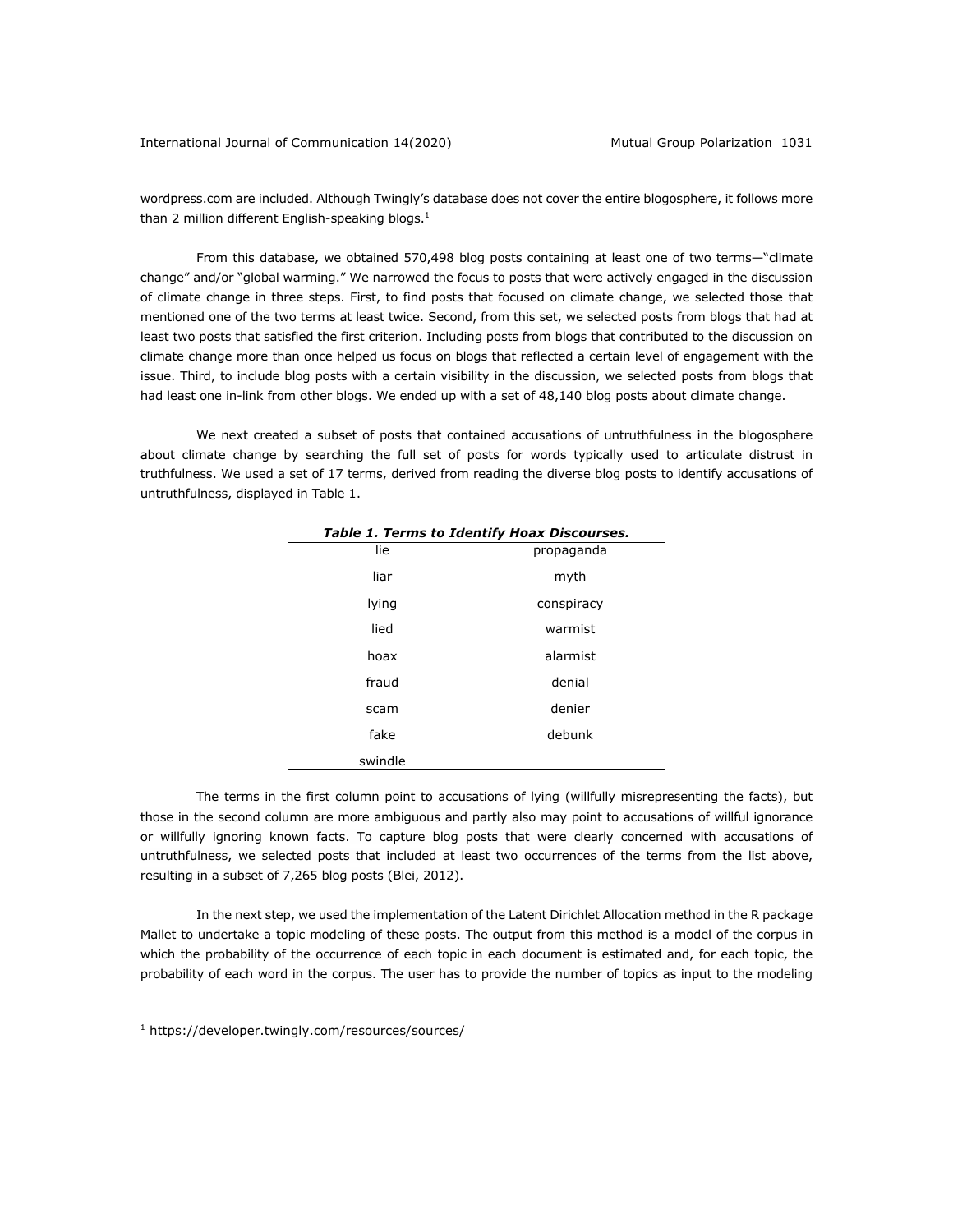wordpress.com are included. Although Twingly's database does not cover the entire blogosphere, it follows more than 2 million different English-speaking blogs.[1]

From this database, we obtained 570,498 blog posts containing at least one of two terms—"climate change" and/or "global warming." We narrowed the focus to posts that were actively engaged in the discussion of climate change in three steps. First, to find posts that focused on climate change, we selected those that mentioned one of the two terms at least twice. Second, from this set, we selected posts from blogs that had at least two posts that satisfied the first criterion. Including posts from blogs that contributed to the discussion on climate change more than once helped us focus on blogs that reflected a certain level of engagement with the issue. Third, to include blog posts with a certain visibility in the discussion, we selected posts from blogs that had least one in-link from other blogs. We ended up with a set of 48,140 blog posts about climate change.

We next created a subset of posts that contained accusations of untruthfulness in the blogosphere about climate change by searching the full set of posts for words typically used to articulate distrust in truthfulness. We used a set of 17 terms, derived from reading the diverse blog posts to identify accusations of untruthfulness, displayed in Table 1.

***Table 1. Terms to Identify Hoax Discourses.***

| | |
|---|---|
| lie | propaganda |
| liar | myth |
| lying | conspiracy |
| lied | warmist |
| hoax | alarmist |
| fraud | denial |
| scam | denier |
| fake | debunk |
| swindle | |

The terms in the first column point to accusations of lying (willfully misrepresenting the facts), but those in the second column are more ambiguous and partly also may point to accusations of willful ignorance or willfully ignoring known facts. To capture blog posts that were clearly concerned with accusations of untruthfulness, we selected posts that included at least two occurrences of the terms from the list above, resulting in a subset of 7,265 blog posts (Blei, 2012).

In the next step, we used the implementation of the Latent Dirichlet Allocation method in the R package Mallet to undertake a topic modeling of these posts. The output from this method is a model of the corpus in which the probability of the occurrence of each topic in each document is estimated and, for each topic, the probability of each word in the corpus. The user has to provide the number of topics as input to the modeling

[1] https://developer.twingly.com/resources/sources/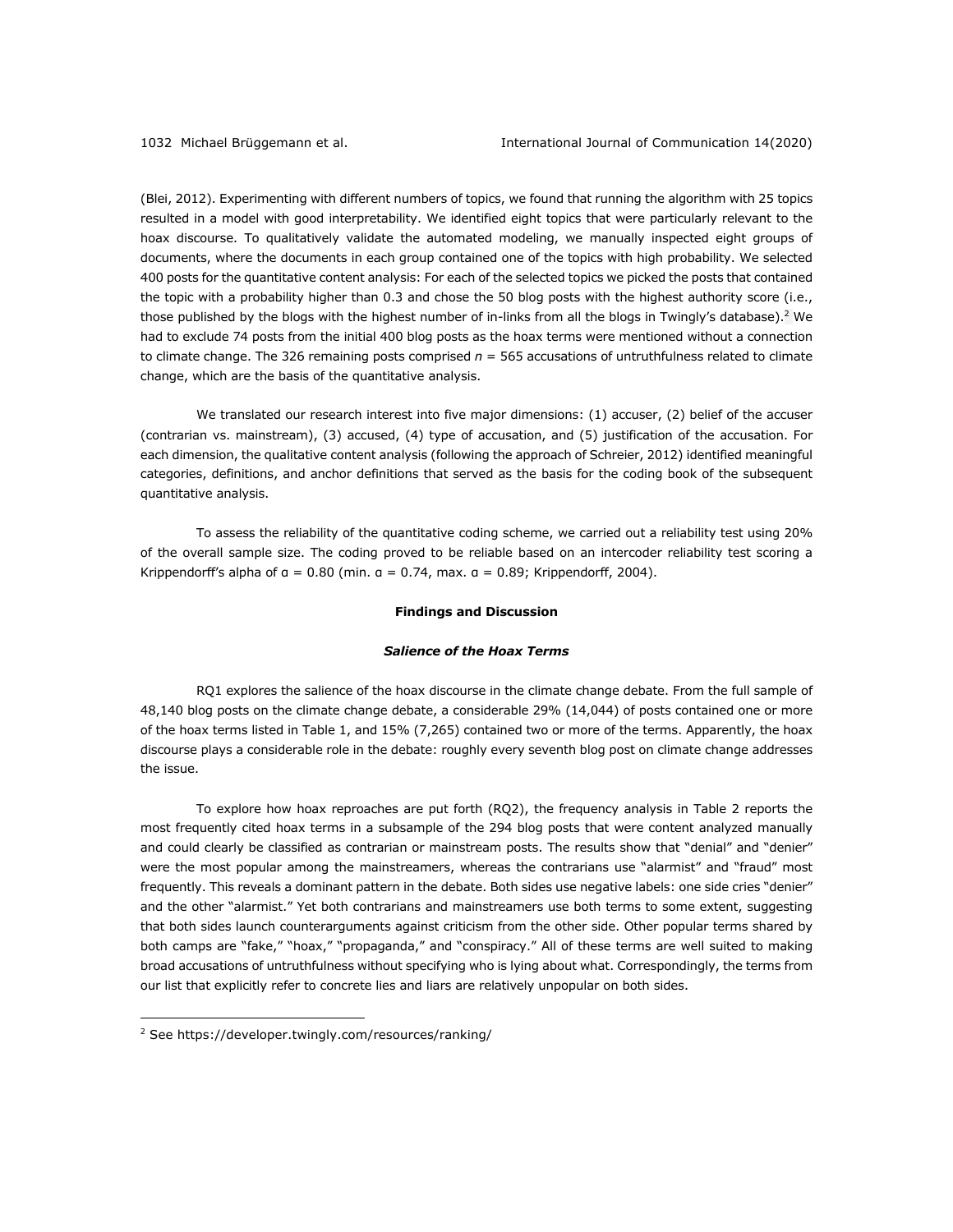(Blei, 2012). Experimenting with different numbers of topics, we found that running the algorithm with 25 topics resulted in a model with good interpretability. We identified eight topics that were particularly relevant to the hoax discourse. To qualitatively validate the automated modeling, we manually inspected eight groups of documents, where the documents in each group contained one of the topics with high probability. We selected 400 posts for the quantitative content analysis: For each of the selected topics we picked the posts that contained the topic with a probability higher than 0.3 and chose the 50 blog posts with the highest authority score (i.e., those published by the blogs with the highest number of in-links from all the blogs in Twingly's database).[2] We had to exclude 74 posts from the initial 400 blog posts as the hoax terms were mentioned without a connection to climate change. The 326 remaining posts comprised $n$ = 565 accusations of untruthfulness related to climate change, which are the basis of the quantitative analysis.

We translated our research interest into five major dimensions: (1) accuser, (2) belief of the accuser (contrarian vs. mainstream), (3) accused, (4) type of accusation, and (5) justification of the accusation. For each dimension, the qualitative content analysis (following the approach of Schreier, 2012) identified meaningful categories, definitions, and anchor definitions that served as the basis for the coding book of the subsequent quantitative analysis.

To assess the reliability of the quantitative coding scheme, we carried out a reliability test using 20% of the overall sample size. The coding proved to be reliable based on an intercoder reliability test scoring a Krippendorff's alpha of $\alpha = 0.80$ (min. $\alpha = 0.74$, max. $\alpha = 0.89$; Krippendorff, 2004).

## Findings and Discussion

### *Salience of the Hoax Terms*

RQ1 explores the salience of the hoax discourse in the climate change debate. From the full sample of 48,140 blog posts on the climate change debate, a considerable 29% (14,044) of posts contained one or more of the hoax terms listed in Table 1, and 15% (7,265) contained two or more of the terms. Apparently, the hoax discourse plays a considerable role in the debate: roughly every seventh blog post on climate change addresses the issue.

To explore how hoax reproaches are put forth (RQ2), the frequency analysis in Table 2 reports the most frequently cited hoax terms in a subsample of the 294 blog posts that were content analyzed manually and could clearly be classified as contrarian or mainstream posts. The results show that "denial" and "denier" were the most popular among the mainstreamers, whereas the contrarians use "alarmist" and "fraud" most frequently. This reveals a dominant pattern in the debate. Both sides use negative labels: one side cries "denier" and the other "alarmist." Yet both contrarians and mainstreamers use both terms to some extent, suggesting that both sides launch counterarguments against criticism from the other side. Other popular terms shared by both camps are "fake," "hoax," "propaganda," and "conspiracy." All of these terms are well suited to making broad accusations of untruthfulness without specifying who is lying about what. Correspondingly, the terms from our list that explicitly refer to concrete lies and liars are relatively unpopular on both sides.

[2] See https://developer.twingly.com/resources/ranking/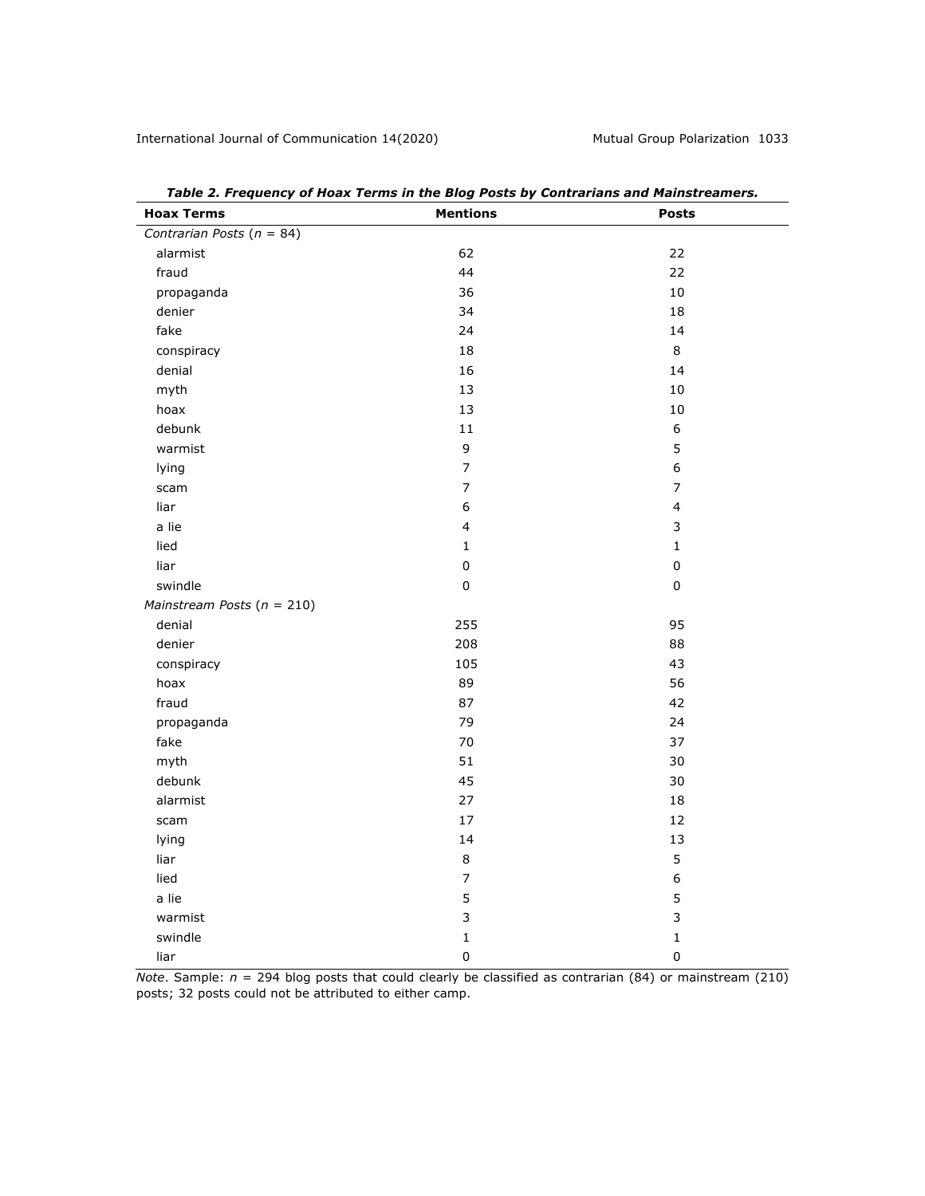**Table 2. Frequency of Hoax Terms in the Blog Posts by Contrarians and Mainstreamers.**

| Hoax Terms | Mentions | Posts |
|---|---|---|
| *Contrarian Posts (n = 84)* | | |
| alarmist | 62 | 22 |
| fraud | 44 | 22 |
| propaganda | 36 | 10 |
| denier | 34 | 18 |
| fake | 24 | 14 |
| conspiracy | 18 | 8 |
| denial | 16 | 14 |
| myth | 13 | 10 |
| hoax | 13 | 10 |
| debunk | 11 | 6 |
| warmist | 9 | 5 |
| lying | 7 | 6 |
| scam | 7 | 7 |
| liar | 6 | 4 |
| a lie | 4 | 3 |
| lied | 1 | 1 |
| liar | 0 | 0 |
| swindle | 0 | 0 |
| *Mainstream Posts (n = 210)* | | |
| denial | 255 | 95 |
| denier | 208 | 88 |
| conspiracy | 105 | 43 |
| hoax | 89 | 56 |
| fraud | 87 | 42 |
| propaganda | 79 | 24 |
| fake | 70 | 37 |
| myth | 51 | 30 |
| debunk | 45 | 30 |
| alarmist | 27 | 18 |
| scam | 17 | 12 |
| lying | 14 | 13 |
| liar | 8 | 5 |
| lied | 7 | 6 |
| a lie | 5 | 5 |
| warmist | 3 | 3 |
| swindle | 1 | 1 |
| liar | 0 | 0 |

*Note*. Sample: $n$ = 294 blog posts that could clearly be classified as contrarian (84) or mainstream (210) posts; 32 posts could not be attributed to either camp.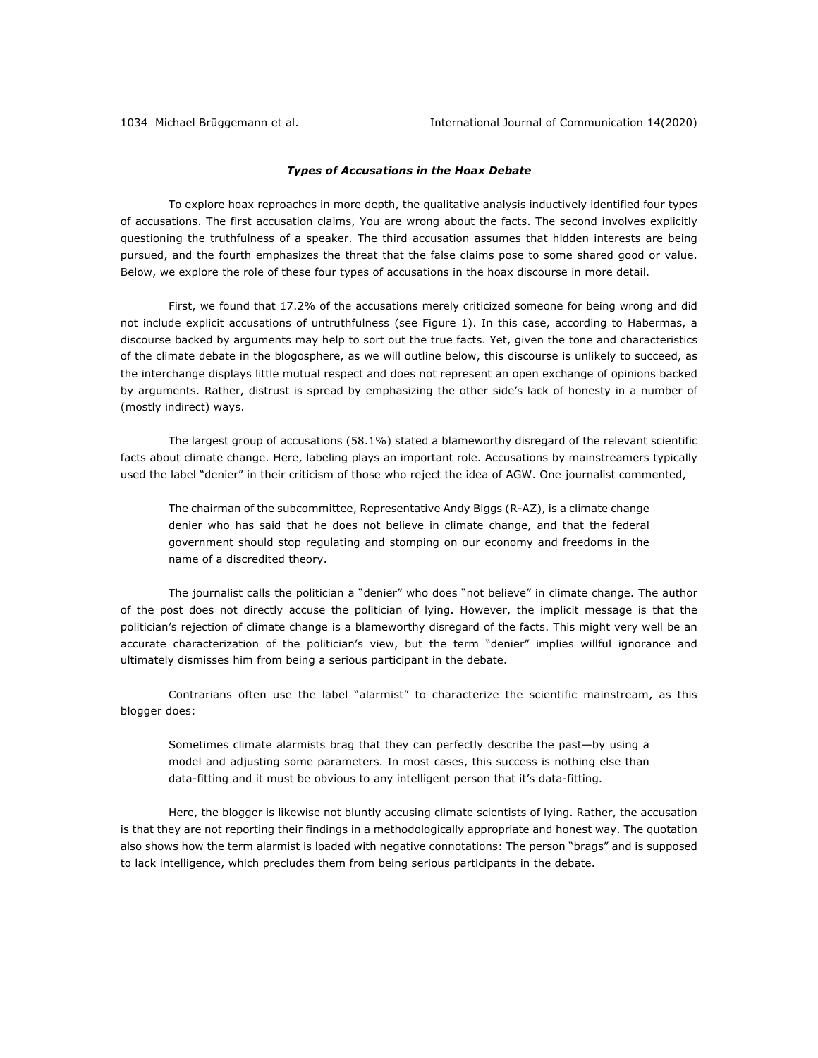### *Types of Accusations in the Hoax Debate*

To explore hoax reproaches in more depth, the qualitative analysis inductively identified four types of accusations. The first accusation claims, You are wrong about the facts. The second involves explicitly questioning the truthfulness of a speaker. The third accusation assumes that hidden interests are being pursued, and the fourth emphasizes the threat that the false claims pose to some shared good or value. Below, we explore the role of these four types of accusations in the hoax discourse in more detail.

First, we found that 17.2% of the accusations merely criticized someone for being wrong and did not include explicit accusations of untruthfulness (see Figure 1). In this case, according to Habermas, a discourse backed by arguments may help to sort out the true facts. Yet, given the tone and characteristics of the climate debate in the blogosphere, as we will outline below, this discourse is unlikely to succeed, as the interchange displays little mutual respect and does not represent an open exchange of opinions backed by arguments. Rather, distrust is spread by emphasizing the other side's lack of honesty in a number of (mostly indirect) ways.

The largest group of accusations (58.1%) stated a blameworthy disregard of the relevant scientific facts about climate change. Here, labeling plays an important role. Accusations by mainstreamers typically used the label "denier" in their criticism of those who reject the idea of AGW. One journalist commented,

> The chairman of the subcommittee, Representative Andy Biggs (R-AZ), is a climate change denier who has said that he does not believe in climate change, and that the federal government should stop regulating and stomping on our economy and freedoms in the name of a discredited theory.

The journalist calls the politician a "denier" who does "not believe" in climate change. The author of the post does not directly accuse the politician of lying. However, the implicit message is that the politician's rejection of climate change is a blameworthy disregard of the facts. This might very well be an accurate characterization of the politician's view, but the term "denier" implies willful ignorance and ultimately dismisses him from being a serious participant in the debate.

Contrarians often use the label "alarmist" to characterize the scientific mainstream, as this blogger does:

> Sometimes climate alarmists brag that they can perfectly describe the past—by using a model and adjusting some parameters. In most cases, this success is nothing else than data-fitting and it must be obvious to any intelligent person that it's data-fitting.

Here, the blogger is likewise not bluntly accusing climate scientists of lying. Rather, the accusation is that they are not reporting their findings in a methodologically appropriate and honest way. The quotation also shows how the term alarmist is loaded with negative connotations: The person "brags" and is supposed to lack intelligence, which precludes them from being serious participants in the debate.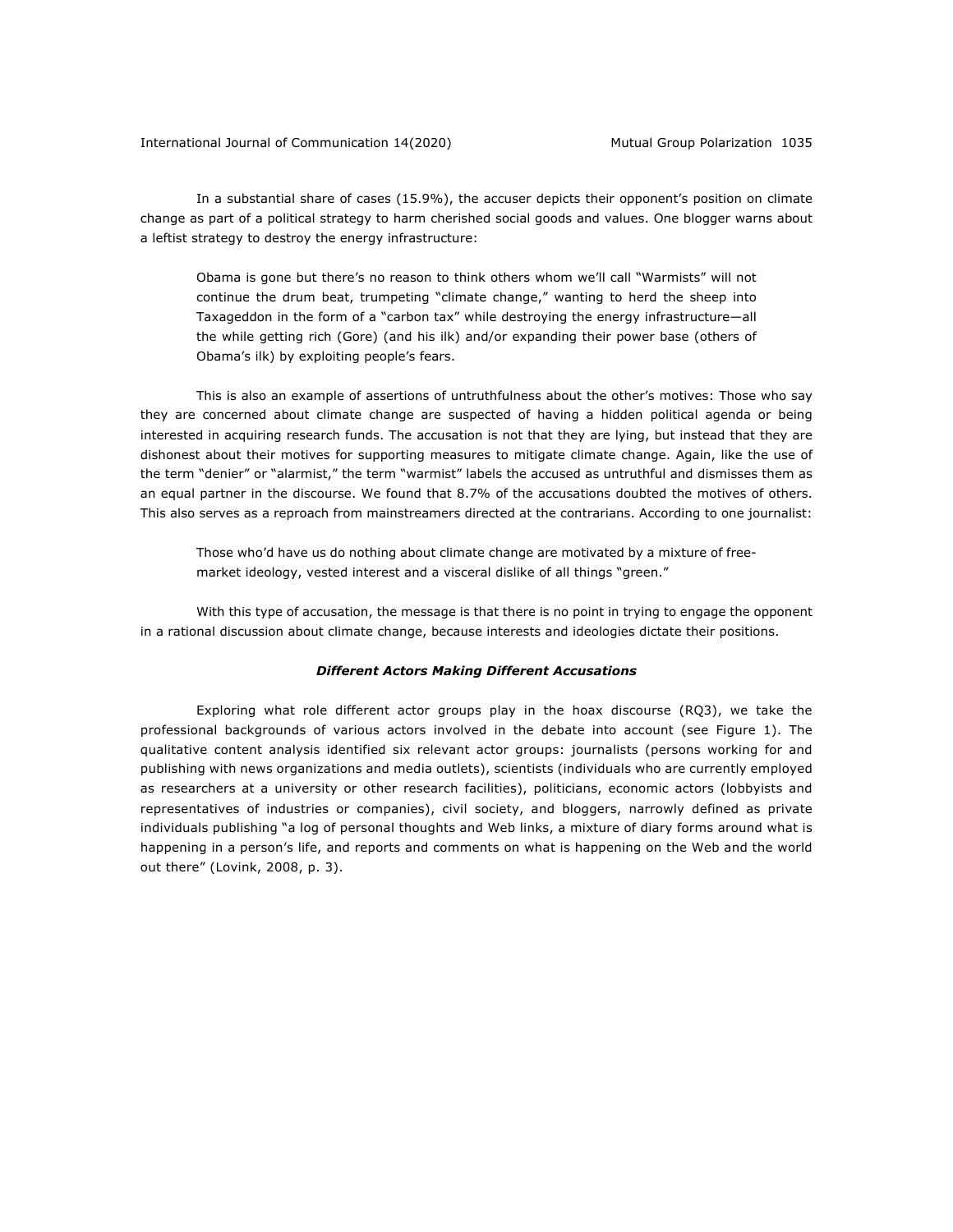In a substantial share of cases (15.9%), the accuser depicts their opponent's position on climate change as part of a political strategy to harm cherished social goods and values. One blogger warns about a leftist strategy to destroy the energy infrastructure:

> Obama is gone but there's no reason to think others whom we'll call "Warmists" will not continue the drum beat, trumpeting "climate change," wanting to herd the sheep into Taxageddon in the form of a "carbon tax" while destroying the energy infrastructure—all the while getting rich (Gore) (and his ilk) and/or expanding their power base (others of Obama's ilk) by exploiting people's fears.

This is also an example of assertions of untruthfulness about the other's motives: Those who say they are concerned about climate change are suspected of having a hidden political agenda or being interested in acquiring research funds. The accusation is not that they are lying, but instead that they are dishonest about their motives for supporting measures to mitigate climate change. Again, like the use of the term "denier" or "alarmist," the term "warmist" labels the accused as untruthful and dismisses them as an equal partner in the discourse. We found that 8.7% of the accusations doubted the motives of others. This also serves as a reproach from mainstreamers directed at the contrarians. According to one journalist:

> Those who'd have us do nothing about climate change are motivated by a mixture of free-market ideology, vested interest and a visceral dislike of all things "green."

With this type of accusation, the message is that there is no point in trying to engage the opponent in a rational discussion about climate change, because interests and ideologies dictate their positions.

### *Different Actors Making Different Accusations*

Exploring what role different actor groups play in the hoax discourse (RQ3), we take the professional backgrounds of various actors involved in the debate into account (see Figure 1). The qualitative content analysis identified six relevant actor groups: journalists (persons working for and publishing with news organizations and media outlets), scientists (individuals who are currently employed as researchers at a university or other research facilities), politicians, economic actors (lobbyists and representatives of industries or companies), civil society, and bloggers, narrowly defined as private individuals publishing "a log of personal thoughts and Web links, a mixture of diary forms around what is happening in a person's life, and reports and comments on what is happening on the Web and the world out there" (Lovink, 2008, p. 3).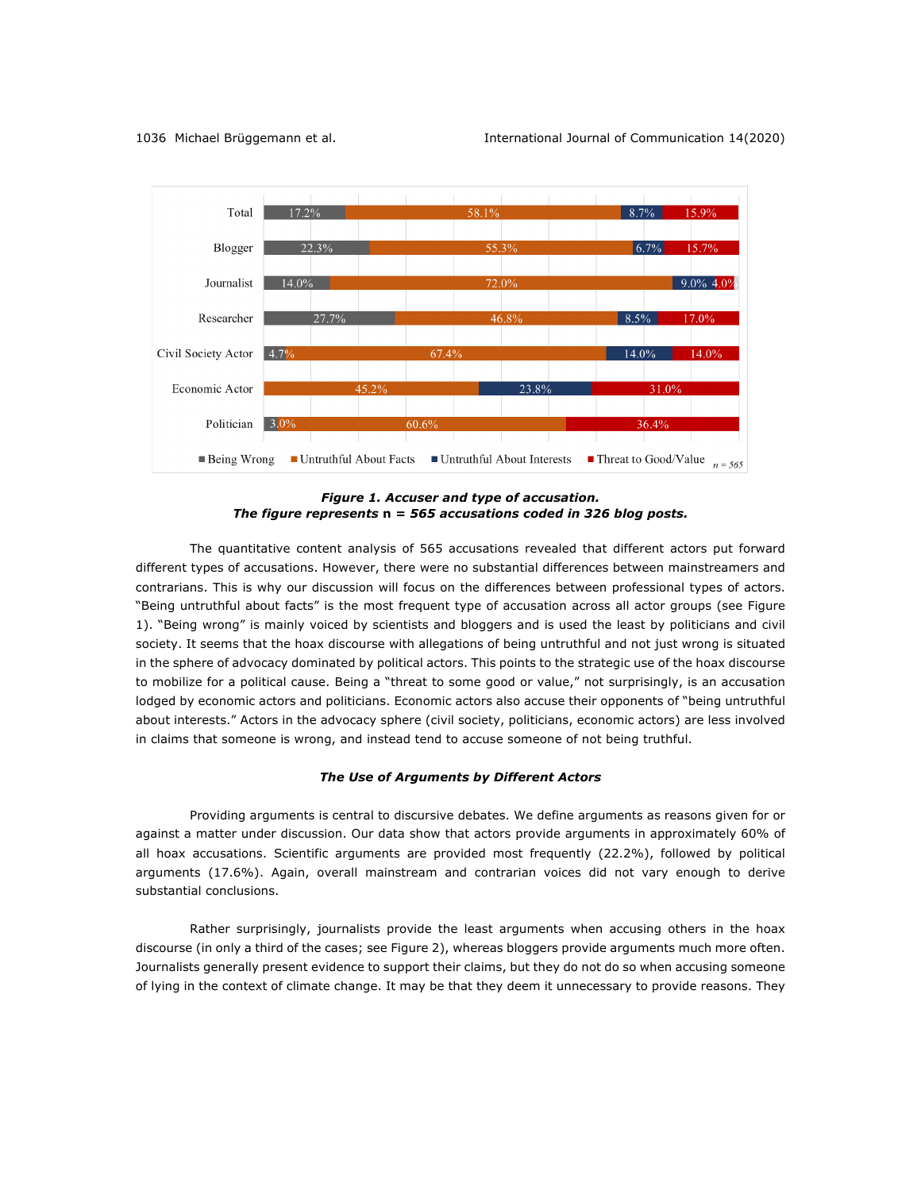| | Being Wrong | Untruthful About Facts | Untruthful About Interests | Threat to Good/Value |
|---|---|---|---|---|
| Total | 17.2% | 58.1% | 8.7% | 15.9% |
| Blogger | 22.3% | 55.3% | 6.7% | 15.7% |
| Journalist | 14.0% | 72.0% | 9.0% | 4.0% |
| Researcher | 27.7% | 46.8% | 8.5% | 17.0% |
| Civil Society Actor | 4.7% | 67.4% | 14.0% | 14.0% |
| Economic Actor | | 45.2% | 23.8% | 31.0% |
| Politician | 3.0% | 60.6% | | 36.4% |

*n = 565*

***Figure 1. Accuser and type of accusation.***
***The figure represents* n *= 565 accusations coded in 326 blog posts.***

The quantitative content analysis of 565 accusations revealed that different actors put forward different types of accusations. However, there were no substantial differences between mainstreamers and contrarians. This is why our discussion will focus on the differences between professional types of actors. "Being untruthful about facts" is the most frequent type of accusation across all actor groups (see Figure 1). "Being wrong" is mainly voiced by scientists and bloggers and is used the least by politicians and civil society. It seems that the hoax discourse with allegations of being untruthful and not just wrong is situated in the sphere of advocacy dominated by political actors. This points to the strategic use of the hoax discourse to mobilize for a political cause. Being a "threat to some good or value," not surprisingly, is an accusation lodged by economic actors and politicians. Economic actors also accuse their opponents of "being untruthful about interests." Actors in the advocacy sphere (civil society, politicians, economic actors) are less involved in claims that someone is wrong, and instead tend to accuse someone of not being truthful.

### *The Use of Arguments by Different Actors*

Providing arguments is central to discursive debates. We define arguments as reasons given for or against a matter under discussion. Our data show that actors provide arguments in approximately 60% of all hoax accusations. Scientific arguments are provided most frequently (22.2%), followed by political arguments (17.6%). Again, overall mainstream and contrarian voices did not vary enough to derive substantial conclusions.

Rather surprisingly, journalists provide the least arguments when accusing others in the hoax discourse (in only a third of the cases; see Figure 2), whereas bloggers provide arguments much more often. Journalists generally present evidence to support their claims, but they do not do so when accusing someone of lying in the context of climate change. It may be that they deem it unnecessary to provide reasons. They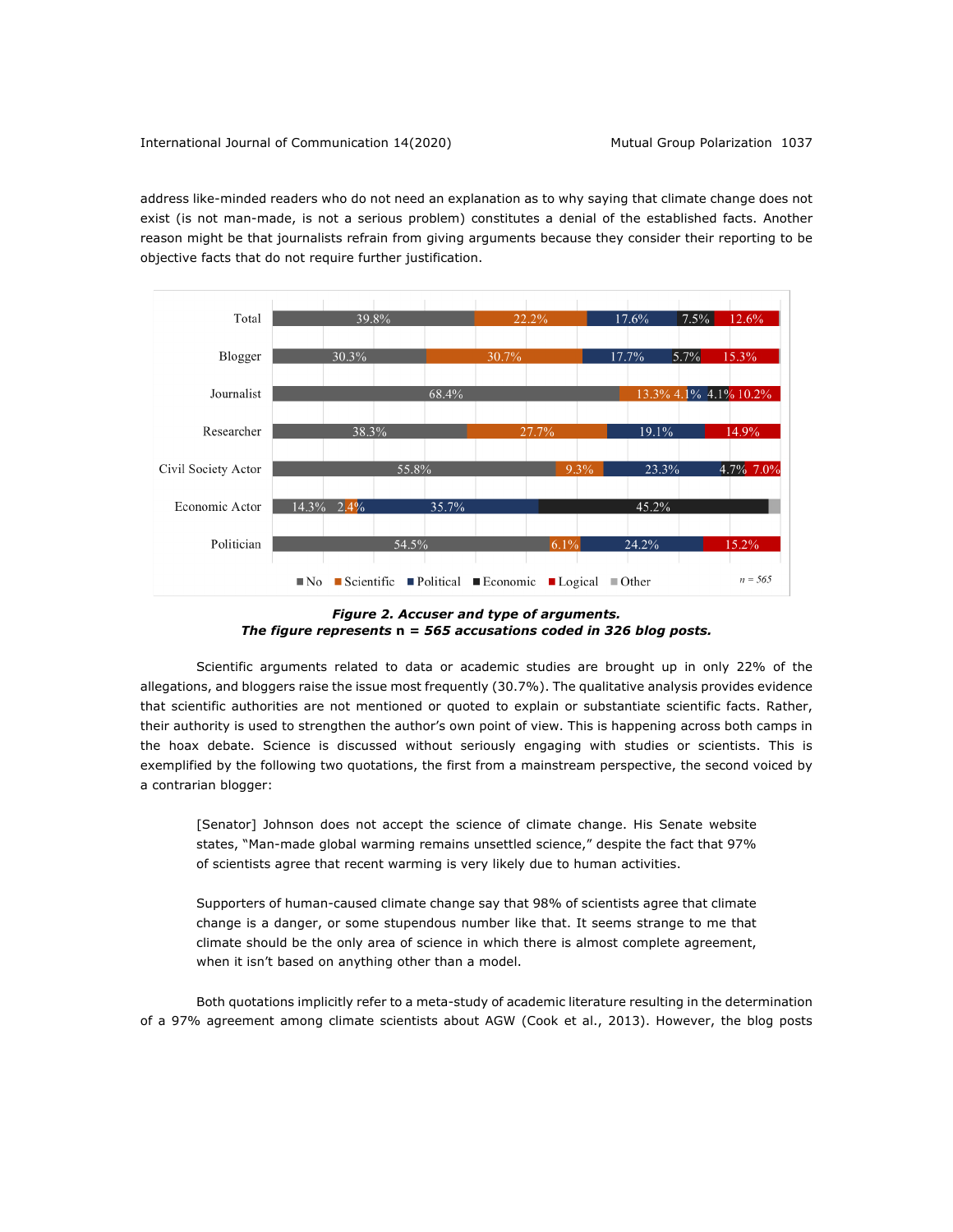address like-minded readers who do not need an explanation as to why saying that climate change does not exist (is not man-made, is not a serious problem) constitutes a denial of the established facts. Another reason might be that journalists refrain from giving arguments because they consider their reporting to be objective facts that do not require further justification.

***Figure 2. Accuser and type of arguments.***
***The figure represents* n *= 565 accusations coded in 326 blog posts.***

Scientific arguments related to data or academic studies are brought up in only 22% of the allegations, and bloggers raise the issue most frequently (30.7%). The qualitative analysis provides evidence that scientific authorities are not mentioned or quoted to explain or substantiate scientific facts. Rather, their authority is used to strengthen the author's own point of view. This is happening across both camps in the hoax debate. Science is discussed without seriously engaging with studies or scientists. This is exemplified by the following two quotations, the first from a mainstream perspective, the second voiced by a contrarian blogger:

> [Senator] Johnson does not accept the science of climate change. His Senate website states, "Man-made global warming remains unsettled science," despite the fact that 97% of scientists agree that recent warming is very likely due to human activities.

> Supporters of human-caused climate change say that 98% of scientists agree that climate change is a danger, or some stupendous number like that. It seems strange to me that climate should be the only area of science in which there is almost complete agreement, when it isn't based on anything other than a model.

Both quotations implicitly refer to a meta-study of academic literature resulting in the determination of a 97% agreement among climate scientists about AGW (Cook et al., 2013). However, the blog posts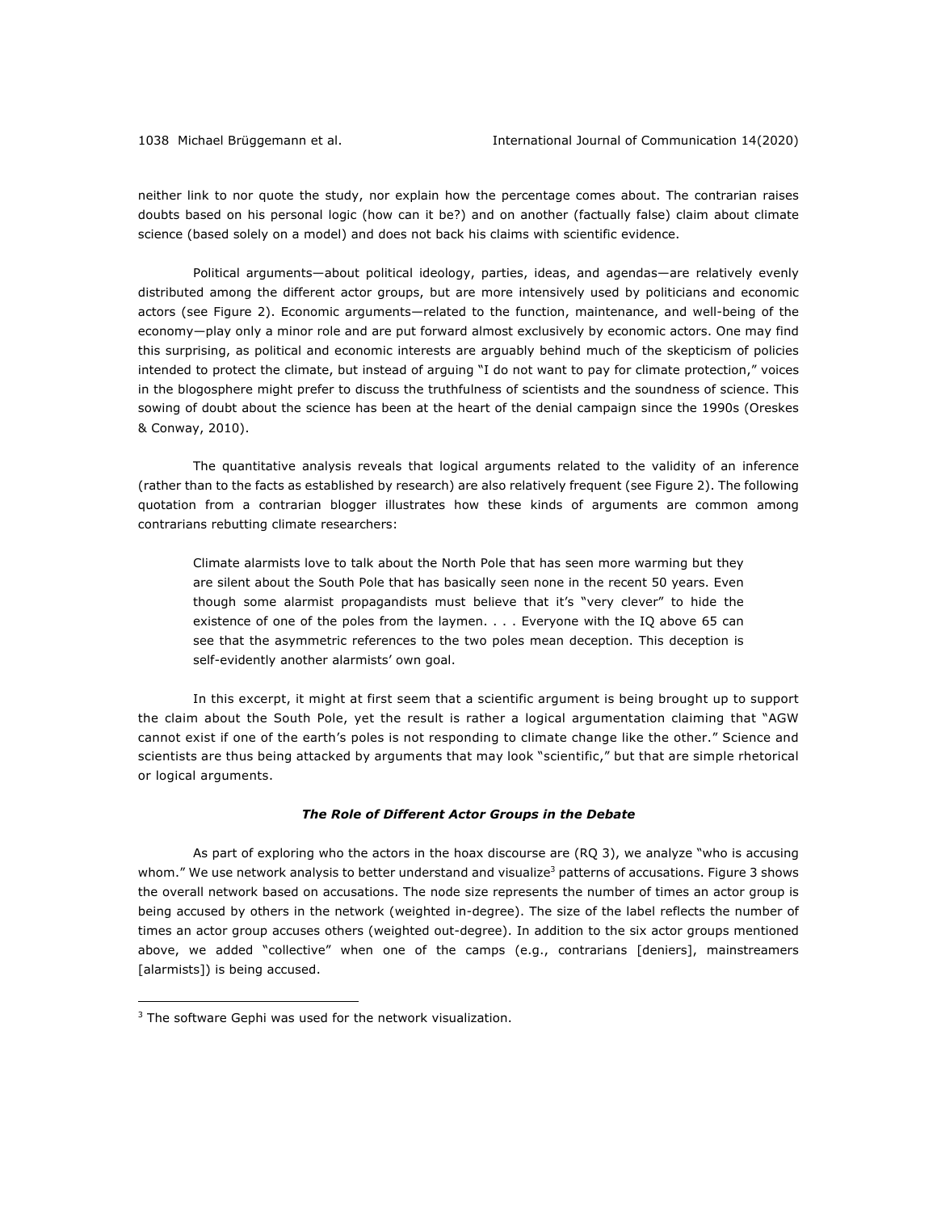neither link to nor quote the study, nor explain how the percentage comes about. The contrarian raises doubts based on his personal logic (how can it be?) and on another (factually false) claim about climate science (based solely on a model) and does not back his claims with scientific evidence.

Political arguments—about political ideology, parties, ideas, and agendas—are relatively evenly distributed among the different actor groups, but are more intensively used by politicians and economic actors (see Figure 2). Economic arguments—related to the function, maintenance, and well-being of the economy—play only a minor role and are put forward almost exclusively by economic actors. One may find this surprising, as political and economic interests are arguably behind much of the skepticism of policies intended to protect the climate, but instead of arguing "I do not want to pay for climate protection," voices in the blogosphere might prefer to discuss the truthfulness of scientists and the soundness of science. This sowing of doubt about the science has been at the heart of the denial campaign since the 1990s (Oreskes & Conway, 2010).

The quantitative analysis reveals that logical arguments related to the validity of an inference (rather than to the facts as established by research) are also relatively frequent (see Figure 2). The following quotation from a contrarian blogger illustrates how these kinds of arguments are common among contrarians rebutting climate researchers:

> Climate alarmists love to talk about the North Pole that has seen more warming but they are silent about the South Pole that has basically seen none in the recent 50 years. Even though some alarmist propagandists must believe that it's "very clever" to hide the existence of one of the poles from the laymen. . . . Everyone with the IQ above 65 can see that the asymmetric references to the two poles mean deception. This deception is self-evidently another alarmists' own goal.

In this excerpt, it might at first seem that a scientific argument is being brought up to support the claim about the South Pole, yet the result is rather a logical argumentation claiming that "AGW cannot exist if one of the earth's poles is not responding to climate change like the other." Science and scientists are thus being attacked by arguments that may look "scientific," but that are simple rhetorical or logical arguments.

### *The Role of Different Actor Groups in the Debate*

As part of exploring who the actors in the hoax discourse are (RQ 3), we analyze "who is accusing whom." We use network analysis to better understand and visualize[3] patterns of accusations. Figure 3 shows the overall network based on accusations. The node size represents the number of times an actor group is being accused by others in the network (weighted in-degree). The size of the label reflects the number of times an actor group accuses others (weighted out-degree). In addition to the six actor groups mentioned above, we added "collective" when one of the camps (e.g., contrarians [deniers], mainstreamers [alarmists]) is being accused.

[3] The software Gephi was used for the network visualization.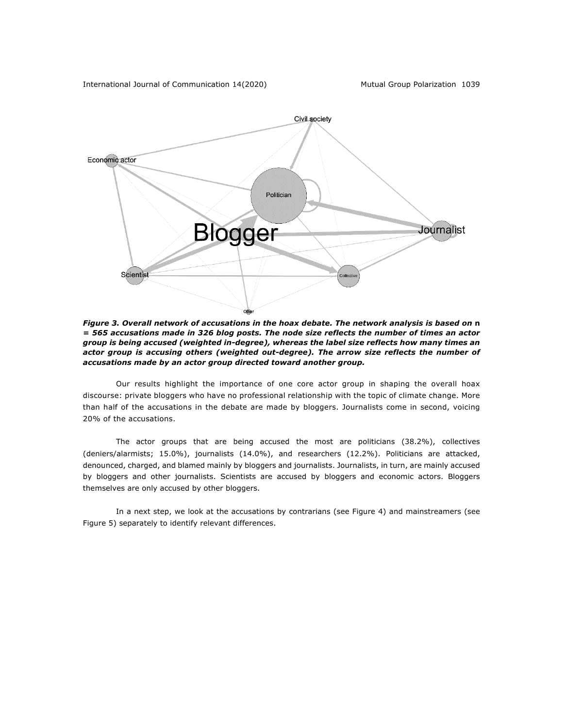***Figure 3. Overall network of accusations in the hoax debate. The network analysis is based on* n *= 565 accusations made in 326 blog posts. The node size reflects the number of times an actor group is being accused (weighted in-degree), whereas the label size reflects how many times an actor group is accusing others (weighted out-degree). The arrow size reflects the number of accusations made by an actor group directed toward another group.***

Our results highlight the importance of one core actor group in shaping the overall hoax discourse: private bloggers who have no professional relationship with the topic of climate change. More than half of the accusations in the debate are made by bloggers. Journalists come in second, voicing 20% of the accusations.

The actor groups that are being accused the most are politicians (38.2%), collectives (deniers/alarmists; 15.0%), journalists (14.0%), and researchers (12.2%). Politicians are attacked, denounced, charged, and blamed mainly by bloggers and journalists. Journalists, in turn, are mainly accused by bloggers and other journalists. Scientists are accused by bloggers and economic actors. Bloggers themselves are only accused by other bloggers.

In a next step, we look at the accusations by contrarians (see Figure 4) and mainstreamers (see Figure 5) separately to identify relevant differences.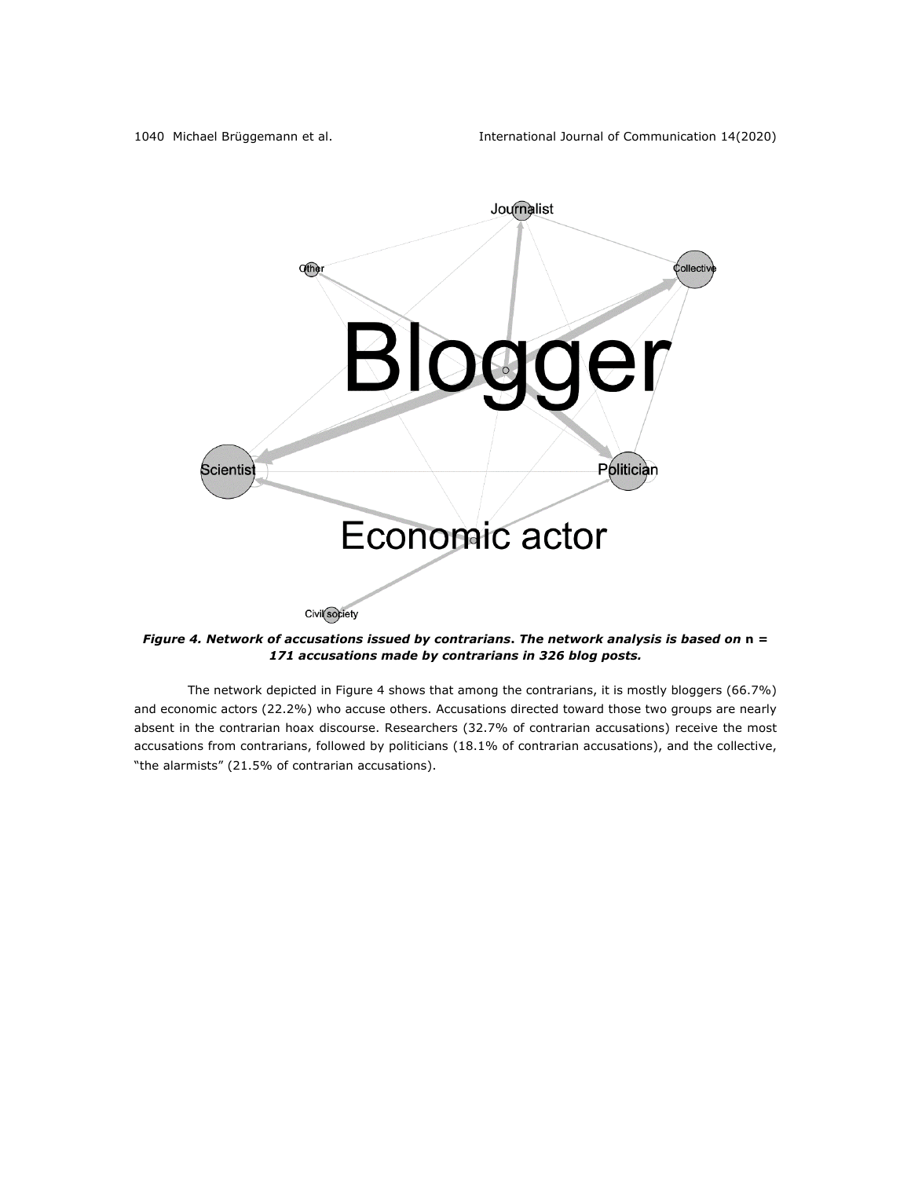*Figure 4. Network of accusations issued by contrarians. The network analysis is based on* n = *171 accusations made by contrarians in 326 blog posts.*

The network depicted in Figure 4 shows that among the contrarians, it is mostly bloggers (66.7%) and economic actors (22.2%) who accuse others. Accusations directed toward those two groups are nearly absent in the contrarian hoax discourse. Researchers (32.7% of contrarian accusations) receive the most accusations from contrarians, followed by politicians (18.1% of contrarian accusations), and the collective, "the alarmists" (21.5% of contrarian accusations).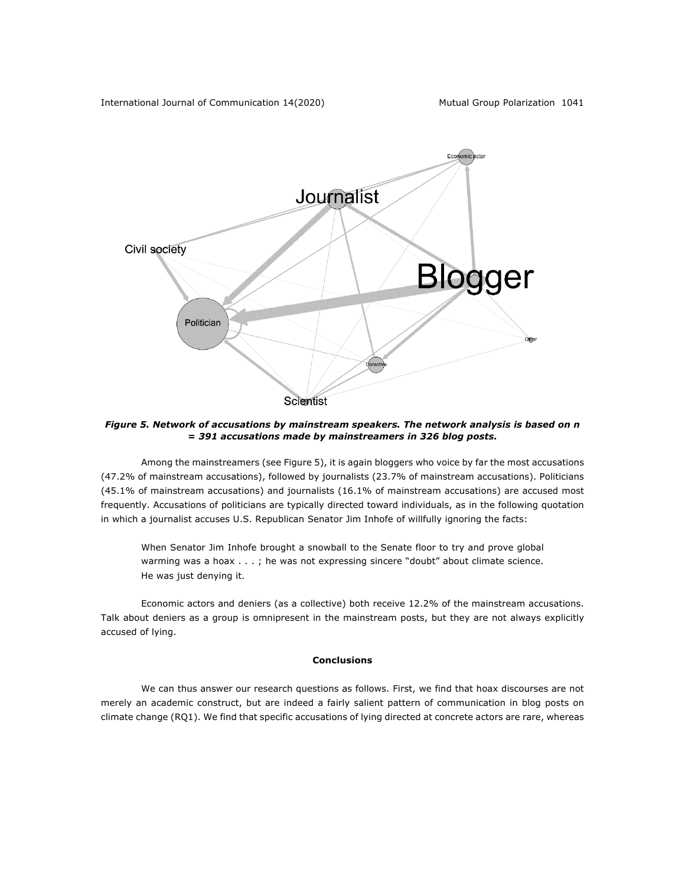*Figure 5. Network of accusations by mainstream speakers. The network analysis is based on n = 391 accusations made by mainstreamers in 326 blog posts.*

Among the mainstreamers (see Figure 5), it is again bloggers who voice by far the most accusations (47.2% of mainstream accusations), followed by journalists (23.7% of mainstream accusations). Politicians (45.1% of mainstream accusations) and journalists (16.1% of mainstream accusations) are accused most frequently. Accusations of politicians are typically directed toward individuals, as in the following quotation in which a journalist accuses U.S. Republican Senator Jim Inhofe of willfully ignoring the facts:

> When Senator Jim Inhofe brought a snowball to the Senate floor to try and prove global warming was a hoax . . . ; he was not expressing sincere "doubt" about climate science. He was just denying it.

Economic actors and deniers (as a collective) both receive 12.2% of the mainstream accusations. Talk about deniers as a group is omnipresent in the mainstream posts, but they are not always explicitly accused of lying.

## Conclusions

We can thus answer our research questions as follows. First, we find that hoax discourses are not merely an academic construct, but are indeed a fairly salient pattern of communication in blog posts on climate change (RQ1). We find that specific accusations of lying directed at concrete actors are rare, whereas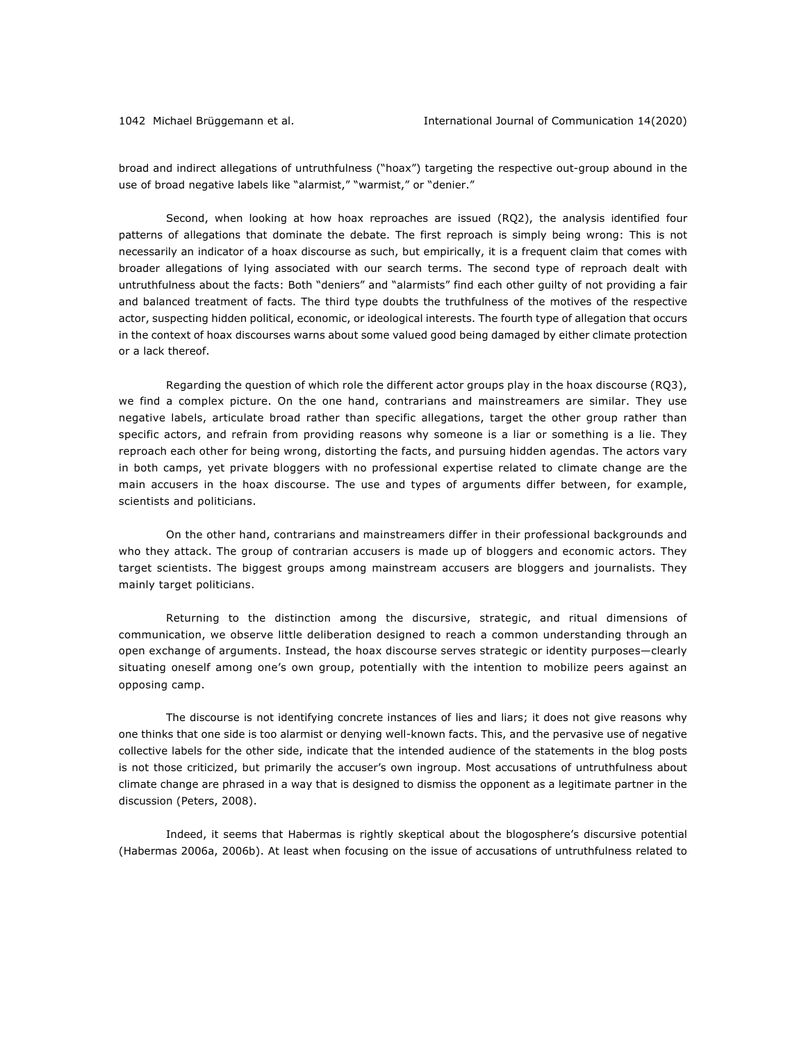broad and indirect allegations of untruthfulness ("hoax") targeting the respective out-group abound in the use of broad negative labels like "alarmist," "warmist," or "denier."

Second, when looking at how hoax reproaches are issued (RQ2), the analysis identified four patterns of allegations that dominate the debate. The first reproach is simply being wrong: This is not necessarily an indicator of a hoax discourse as such, but empirically, it is a frequent claim that comes with broader allegations of lying associated with our search terms. The second type of reproach dealt with untruthfulness about the facts: Both "deniers" and "alarmists" find each other guilty of not providing a fair and balanced treatment of facts. The third type doubts the truthfulness of the motives of the respective actor, suspecting hidden political, economic, or ideological interests. The fourth type of allegation that occurs in the context of hoax discourses warns about some valued good being damaged by either climate protection or a lack thereof.

Regarding the question of which role the different actor groups play in the hoax discourse (RQ3), we find a complex picture. On the one hand, contrarians and mainstreamers are similar. They use negative labels, articulate broad rather than specific allegations, target the other group rather than specific actors, and refrain from providing reasons why someone is a liar or something is a lie. They reproach each other for being wrong, distorting the facts, and pursuing hidden agendas. The actors vary in both camps, yet private bloggers with no professional expertise related to climate change are the main accusers in the hoax discourse. The use and types of arguments differ between, for example, scientists and politicians.

On the other hand, contrarians and mainstreamers differ in their professional backgrounds and who they attack. The group of contrarian accusers is made up of bloggers and economic actors. They target scientists. The biggest groups among mainstream accusers are bloggers and journalists. They mainly target politicians.

Returning to the distinction among the discursive, strategic, and ritual dimensions of communication, we observe little deliberation designed to reach a common understanding through an open exchange of arguments. Instead, the hoax discourse serves strategic or identity purposes—clearly situating oneself among one's own group, potentially with the intention to mobilize peers against an opposing camp.

The discourse is not identifying concrete instances of lies and liars; it does not give reasons why one thinks that one side is too alarmist or denying well-known facts. This, and the pervasive use of negative collective labels for the other side, indicate that the intended audience of the statements in the blog posts is not those criticized, but primarily the accuser's own ingroup. Most accusations of untruthfulness about climate change are phrased in a way that is designed to dismiss the opponent as a legitimate partner in the discussion (Peters, 2008).

Indeed, it seems that Habermas is rightly skeptical about the blogosphere's discursive potential (Habermas 2006a, 2006b). At least when focusing on the issue of accusations of untruthfulness related to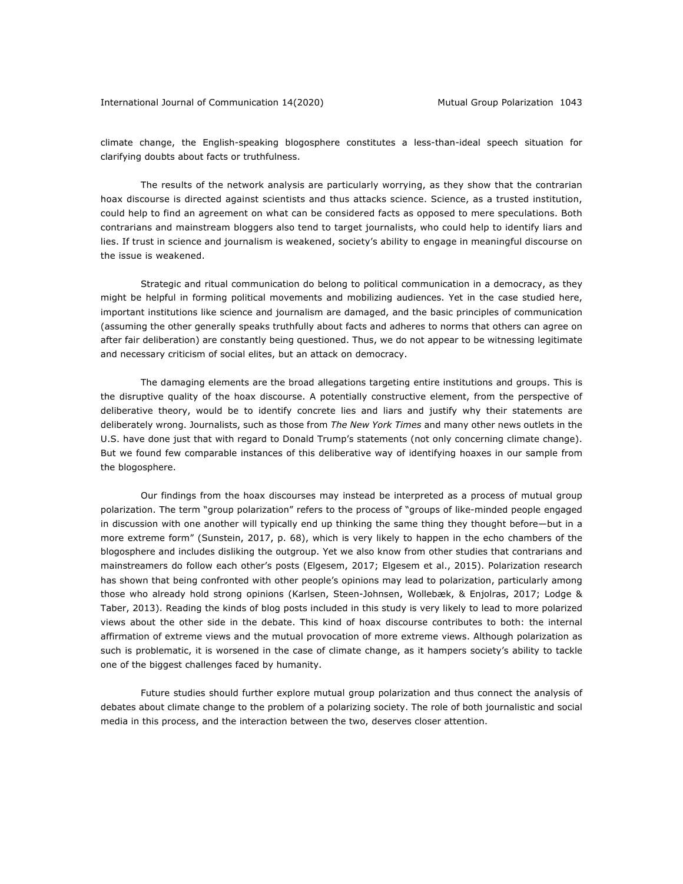climate change, the English-speaking blogosphere constitutes a less-than-ideal speech situation for clarifying doubts about facts or truthfulness.

The results of the network analysis are particularly worrying, as they show that the contrarian hoax discourse is directed against scientists and thus attacks science. Science, as a trusted institution, could help to find an agreement on what can be considered facts as opposed to mere speculations. Both contrarians and mainstream bloggers also tend to target journalists, who could help to identify liars and lies. If trust in science and journalism is weakened, society's ability to engage in meaningful discourse on the issue is weakened.

Strategic and ritual communication do belong to political communication in a democracy, as they might be helpful in forming political movements and mobilizing audiences. Yet in the case studied here, important institutions like science and journalism are damaged, and the basic principles of communication (assuming the other generally speaks truthfully about facts and adheres to norms that others can agree on after fair deliberation) are constantly being questioned. Thus, we do not appear to be witnessing legitimate and necessary criticism of social elites, but an attack on democracy.

The damaging elements are the broad allegations targeting entire institutions and groups. This is the disruptive quality of the hoax discourse. A potentially constructive element, from the perspective of deliberative theory, would be to identify concrete lies and liars and justify why their statements are deliberately wrong. Journalists, such as those from *The New York Times* and many other news outlets in the U.S. have done just that with regard to Donald Trump's statements (not only concerning climate change). But we found few comparable instances of this deliberative way of identifying hoaxes in our sample from the blogosphere.

Our findings from the hoax discourses may instead be interpreted as a process of mutual group polarization. The term "group polarization" refers to the process of "groups of like-minded people engaged in discussion with one another will typically end up thinking the same thing they thought before—but in a more extreme form" (Sunstein, 2017, p. 68), which is very likely to happen in the echo chambers of the blogosphere and includes disliking the outgroup. Yet we also know from other studies that contrarians and mainstreamers do follow each other's posts (Elgesem, 2017; Elgesem et al., 2015). Polarization research has shown that being confronted with other people's opinions may lead to polarization, particularly among those who already hold strong opinions (Karlsen, Steen-Johnsen, Wollebæk, & Enjolras, 2017; Lodge & Taber, 2013). Reading the kinds of blog posts included in this study is very likely to lead to more polarized views about the other side in the debate. This kind of hoax discourse contributes to both: the internal affirmation of extreme views and the mutual provocation of more extreme views. Although polarization as such is problematic, it is worsened in the case of climate change, as it hampers society's ability to tackle one of the biggest challenges faced by humanity.

Future studies should further explore mutual group polarization and thus connect the analysis of debates about climate change to the problem of a polarizing society. The role of both journalistic and social media in this process, and the interaction between the two, deserves closer attention.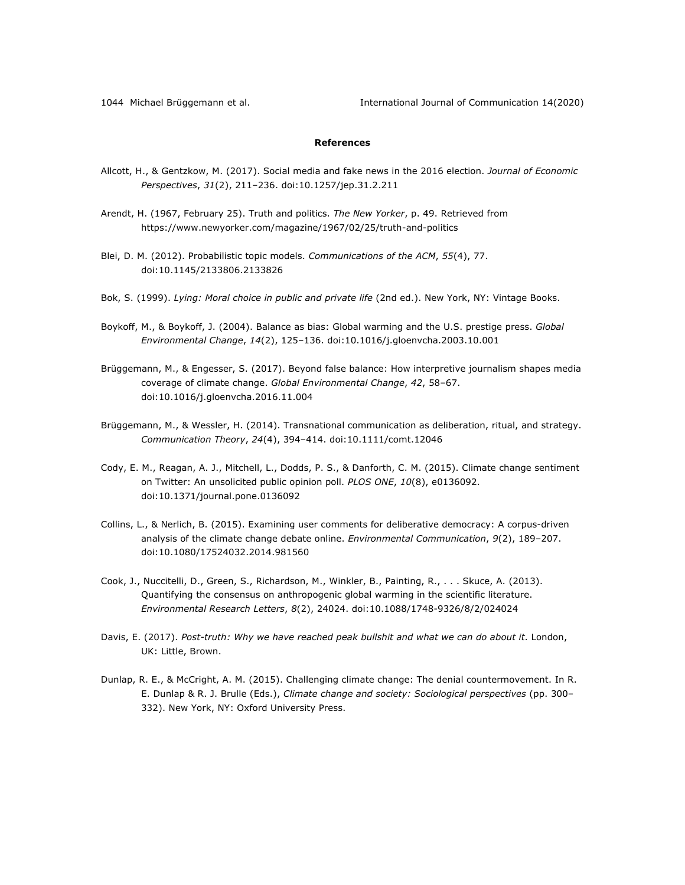**References**

Allcott, H., & Gentzkow, M. (2017). Social media and fake news in the 2016 election. *Journal of Economic Perspectives*, *31*(2), 211–236. doi:10.1257/jep.31.2.211

Arendt, H. (1967, February 25). Truth and politics. *The New Yorker*, p. 49. Retrieved from https://www.newyorker.com/magazine/1967/02/25/truth-and-politics

Blei, D. M. (2012). Probabilistic topic models. *Communications of the ACM*, *55*(4), 77. doi:10.1145/2133806.2133826

Bok, S. (1999). *Lying: Moral choice in public and private life* (2nd ed.). New York, NY: Vintage Books.

Boykoff, M., & Boykoff, J. (2004). Balance as bias: Global warming and the U.S. prestige press. *Global Environmental Change*, *14*(2), 125–136. doi:10.1016/j.gloenvcha.2003.10.001

Brüggemann, M., & Engesser, S. (2017). Beyond false balance: How interpretive journalism shapes media coverage of climate change. *Global Environmental Change*, *42*, 58–67. doi:10.1016/j.gloenvcha.2016.11.004

Brüggemann, M., & Wessler, H. (2014). Transnational communication as deliberation, ritual, and strategy. *Communication Theory*, *24*(4), 394–414. doi:10.1111/comt.12046

Cody, E. M., Reagan, A. J., Mitchell, L., Dodds, P. S., & Danforth, C. M. (2015). Climate change sentiment on Twitter: An unsolicited public opinion poll. *PLOS ONE*, *10*(8), e0136092. doi:10.1371/journal.pone.0136092

Collins, L., & Nerlich, B. (2015). Examining user comments for deliberative democracy: A corpus-driven analysis of the climate change debate online. *Environmental Communication*, *9*(2), 189–207. doi:10.1080/17524032.2014.981560

Cook, J., Nuccitelli, D., Green, S., Richardson, M., Winkler, B., Painting, R., . . . Skuce, A. (2013). Quantifying the consensus on anthropogenic global warming in the scientific literature. *Environmental Research Letters*, *8*(2), 24024. doi:10.1088/1748-9326/8/2/024024

Davis, E. (2017). *Post-truth: Why we have reached peak bullshit and what we can do about it*. London, UK: Little, Brown.

Dunlap, R. E., & McCright, A. M. (2015). Challenging climate change: The denial countermovement. In R. E. Dunlap & R. J. Brulle (Eds.), *Climate change and society: Sociological perspectives* (pp. 300–332). New York, NY: Oxford University Press.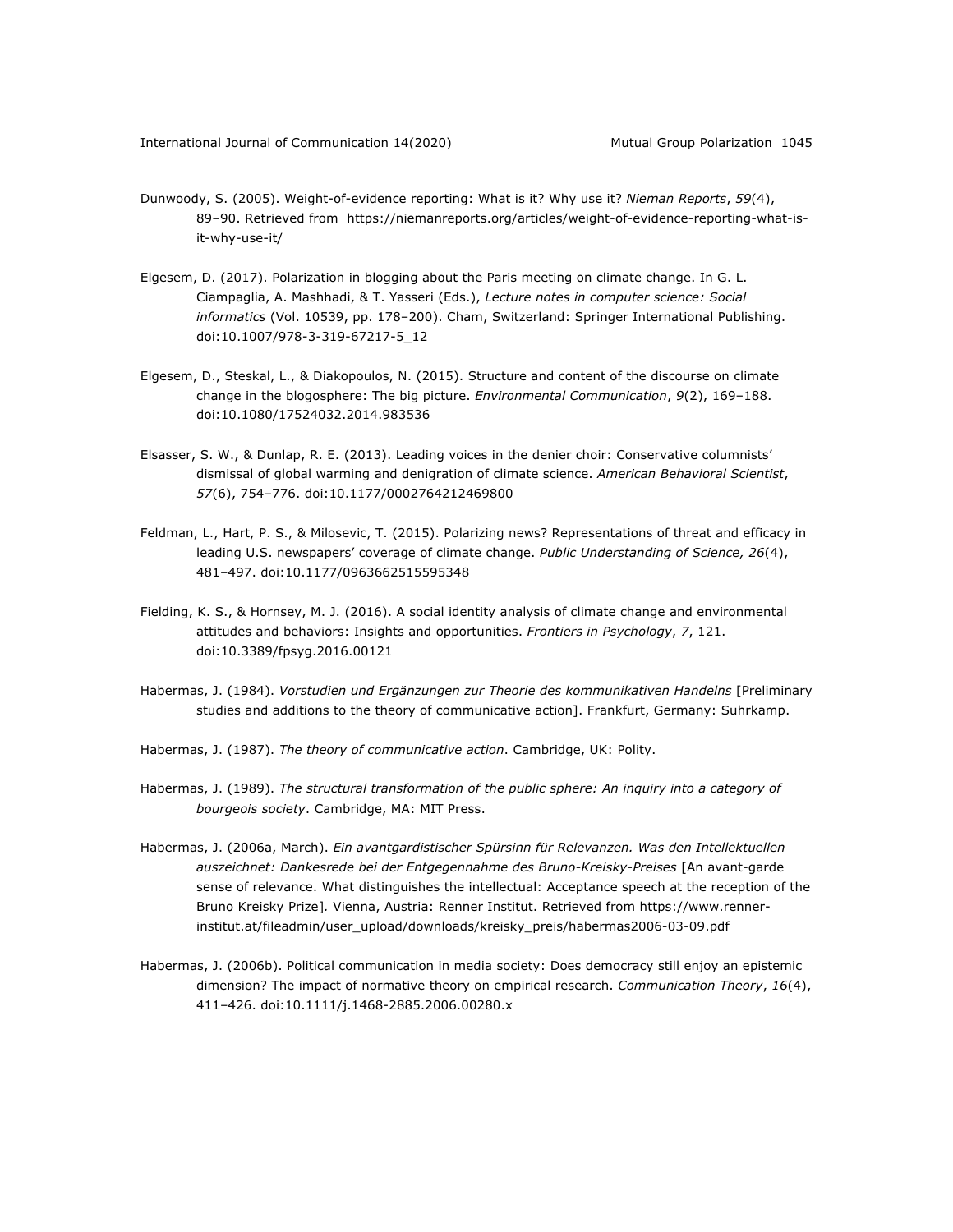Dunwoody, S. (2005). Weight-of-evidence reporting: What is it? Why use it? *Nieman Reports*, *59*(4), 89–90. Retrieved from https://niemanreports.org/articles/weight-of-evidence-reporting-what-is-it-why-use-it/

Elgesem, D. (2017). Polarization in blogging about the Paris meeting on climate change. In G. L. Ciampaglia, A. Mashhadi, & T. Yasseri (Eds.), *Lecture notes in computer science: Social informatics* (Vol. 10539, pp. 178–200). Cham, Switzerland: Springer International Publishing. doi:10.1007/978-3-319-67217-5_12

Elgesem, D., Steskal, L., & Diakopoulos, N. (2015). Structure and content of the discourse on climate change in the blogosphere: The big picture. *Environmental Communication*, *9*(2), 169–188. doi:10.1080/17524032.2014.983536

Elsasser, S. W., & Dunlap, R. E. (2013). Leading voices in the denier choir: Conservative columnists' dismissal of global warming and denigration of climate science. *American Behavioral Scientist*, *57*(6), 754–776. doi:10.1177/0002764212469800

Feldman, L., Hart, P. S., & Milosevic, T. (2015). Polarizing news? Representations of threat and efficacy in leading U.S. newspapers' coverage of climate change. *Public Understanding of Science, 26*(4), 481–497. doi:10.1177/0963662515595348

Fielding, K. S., & Hornsey, M. J. (2016). A social identity analysis of climate change and environmental attitudes and behaviors: Insights and opportunities. *Frontiers in Psychology*, *7*, 121. doi:10.3389/fpsyg.2016.00121

Habermas, J. (1984). *Vorstudien und Ergänzungen zur Theorie des kommunikativen Handelns* [Preliminary studies and additions to the theory of communicative action]. Frankfurt, Germany: Suhrkamp.

Habermas, J. (1987). *The theory of communicative action*. Cambridge, UK: Polity.

Habermas, J. (1989). *The structural transformation of the public sphere: An inquiry into a category of bourgeois society*. Cambridge, MA: MIT Press.

Habermas, J. (2006a, March). *Ein avantgardistischer Spürsinn für Relevanzen. Was den Intellektuellen auszeichnet: Dankesrede bei der Entgegennahme des Bruno-Kreisky-Preises* [An avant-garde sense of relevance. What distinguishes the intellectual: Acceptance speech at the reception of the Bruno Kreisky Prize]. Vienna, Austria: Renner Institut. Retrieved from https://www.renner-institut.at/fileadmin/user_upload/downloads/kreisky_preis/habermas2006-03-09.pdf

Habermas, J. (2006b). Political communication in media society: Does democracy still enjoy an epistemic dimension? The impact of normative theory on empirical research. *Communication Theory*, *16*(4), 411–426. doi:10.1111/j.1468-2885.2006.00280.x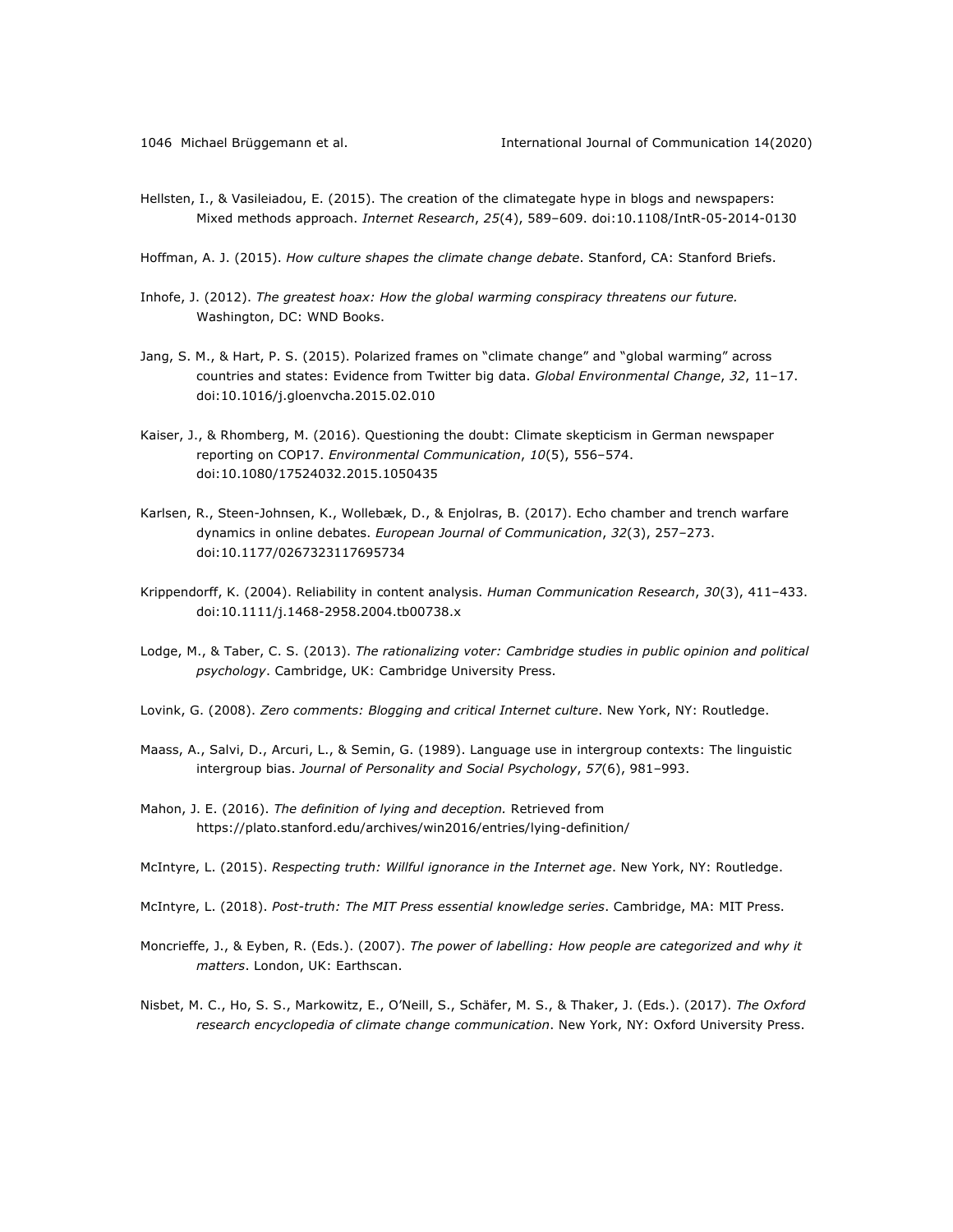Hellsten, I., & Vasileiadou, E. (2015). The creation of the climategate hype in blogs and newspapers: Mixed methods approach. *Internet Research*, *25*(4), 589–609. doi:10.1108/IntR-05-2014-0130

Hoffman, A. J. (2015). *How culture shapes the climate change debate*. Stanford, CA: Stanford Briefs.

Inhofe, J. (2012). *The greatest hoax: How the global warming conspiracy threatens our future.* Washington, DC: WND Books.

Jang, S. M., & Hart, P. S. (2015). Polarized frames on "climate change" and "global warming" across countries and states: Evidence from Twitter big data. *Global Environmental Change*, *32*, 11–17. doi:10.1016/j.gloenvcha.2015.02.010

Kaiser, J., & Rhomberg, M. (2016). Questioning the doubt: Climate skepticism in German newspaper reporting on COP17. *Environmental Communication*, *10*(5), 556–574. doi:10.1080/17524032.2015.1050435

Karlsen, R., Steen-Johnsen, K., Wollebæk, D., & Enjolras, B. (2017). Echo chamber and trench warfare dynamics in online debates. *European Journal of Communication*, *32*(3), 257–273. doi:10.1177/0267323117695734

Krippendorff, K. (2004). Reliability in content analysis. *Human Communication Research*, *30*(3), 411–433. doi:10.1111/j.1468-2958.2004.tb00738.x

Lodge, M., & Taber, C. S. (2013). *The rationalizing voter: Cambridge studies in public opinion and political psychology*. Cambridge, UK: Cambridge University Press.

Lovink, G. (2008). *Zero comments: Blogging and critical Internet culture*. New York, NY: Routledge.

Maass, A., Salvi, D., Arcuri, L., & Semin, G. (1989). Language use in intergroup contexts: The linguistic intergroup bias. *Journal of Personality and Social Psychology*, *57*(6), 981–993.

Mahon, J. E. (2016). *The definition of lying and deception.* Retrieved from https://plato.stanford.edu/archives/win2016/entries/lying-definition/

McIntyre, L. (2015). *Respecting truth: Willful ignorance in the Internet age*. New York, NY: Routledge.

McIntyre, L. (2018). *Post-truth: The MIT Press essential knowledge series*. Cambridge, MA: MIT Press.

Moncrieffe, J., & Eyben, R. (Eds.). (2007). *The power of labelling: How people are categorized and why it matters*. London, UK: Earthscan.

Nisbet, M. C., Ho, S. S., Markowitz, E., O'Neill, S., Schäfer, M. S., & Thaker, J. (Eds.). (2017). *The Oxford research encyclopedia of climate change communication*. New York, NY: Oxford University Press.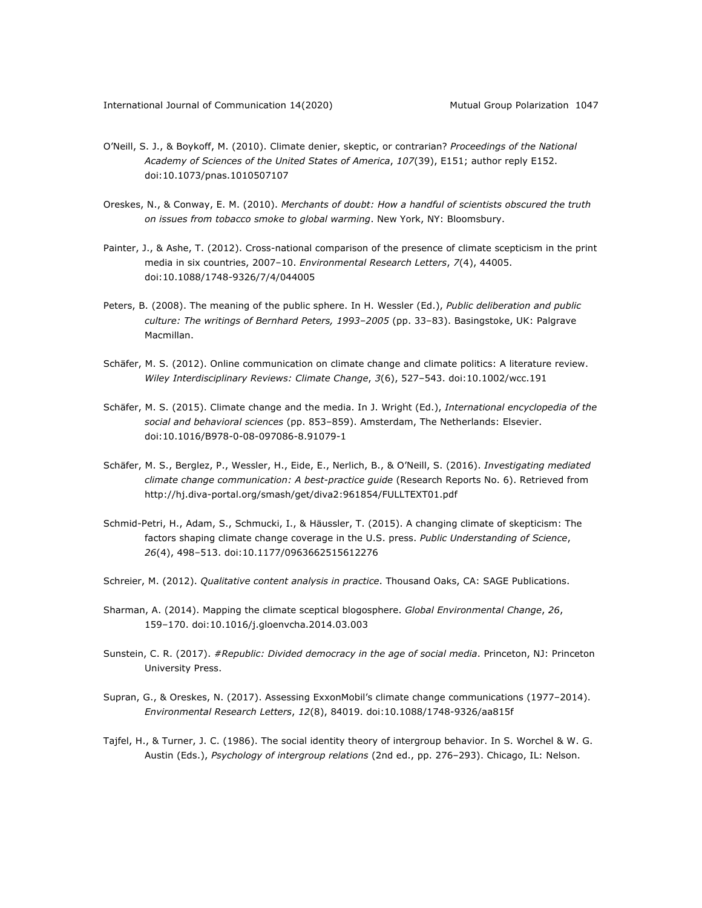O'Neill, S. J., & Boykoff, M. (2010). Climate denier, skeptic, or contrarian? *Proceedings of the National Academy of Sciences of the United States of America*, *107*(39), E151; author reply E152. doi:10.1073/pnas.1010507107

Oreskes, N., & Conway, E. M. (2010). *Merchants of doubt: How a handful of scientists obscured the truth on issues from tobacco smoke to global warming*. New York, NY: Bloomsbury.

Painter, J., & Ashe, T. (2012). Cross-national comparison of the presence of climate scepticism in the print media in six countries, 2007–10. *Environmental Research Letters*, *7*(4), 44005. doi:10.1088/1748-9326/7/4/044005

Peters, B. (2008). The meaning of the public sphere. In H. Wessler (Ed.), *Public deliberation and public culture: The writings of Bernhard Peters, 1993–2005* (pp. 33–83). Basingstoke, UK: Palgrave Macmillan.

Schäfer, M. S. (2012). Online communication on climate change and climate politics: A literature review. *Wiley Interdisciplinary Reviews: Climate Change*, *3*(6), 527–543. doi:10.1002/wcc.191

Schäfer, M. S. (2015). Climate change and the media. In J. Wright (Ed.), *International encyclopedia of the social and behavioral sciences* (pp. 853–859). Amsterdam, The Netherlands: Elsevier. doi:10.1016/B978-0-08-097086-8.91079-1

Schäfer, M. S., Berglez, P., Wessler, H., Eide, E., Nerlich, B., & O'Neill, S. (2016). *Investigating mediated climate change communication: A best-practice guide* (Research Reports No. 6). Retrieved from http://hj.diva-portal.org/smash/get/diva2:961854/FULLTEXT01.pdf

Schmid-Petri, H., Adam, S., Schmucki, I., & Häussler, T. (2015). A changing climate of skepticism: The factors shaping climate change coverage in the U.S. press. *Public Understanding of Science*, *26*(4), 498–513. doi:10.1177/0963662515612276

Schreier, M. (2012). *Qualitative content analysis in practice*. Thousand Oaks, CA: SAGE Publications.

Sharman, A. (2014). Mapping the climate sceptical blogosphere. *Global Environmental Change*, *26*, 159–170. doi:10.1016/j.gloenvcha.2014.03.003

Sunstein, C. R. (2017). *#Republic: Divided democracy in the age of social media*. Princeton, NJ: Princeton University Press.

Supran, G., & Oreskes, N. (2017). Assessing ExxonMobil's climate change communications (1977–2014). *Environmental Research Letters*, *12*(8), 84019. doi:10.1088/1748-9326/aa815f

Tajfel, H., & Turner, J. C. (1986). The social identity theory of intergroup behavior. In S. Worchel & W. G. Austin (Eds.), *Psychology of intergroup relations* (2nd ed., pp. 276–293). Chicago, IL: Nelson.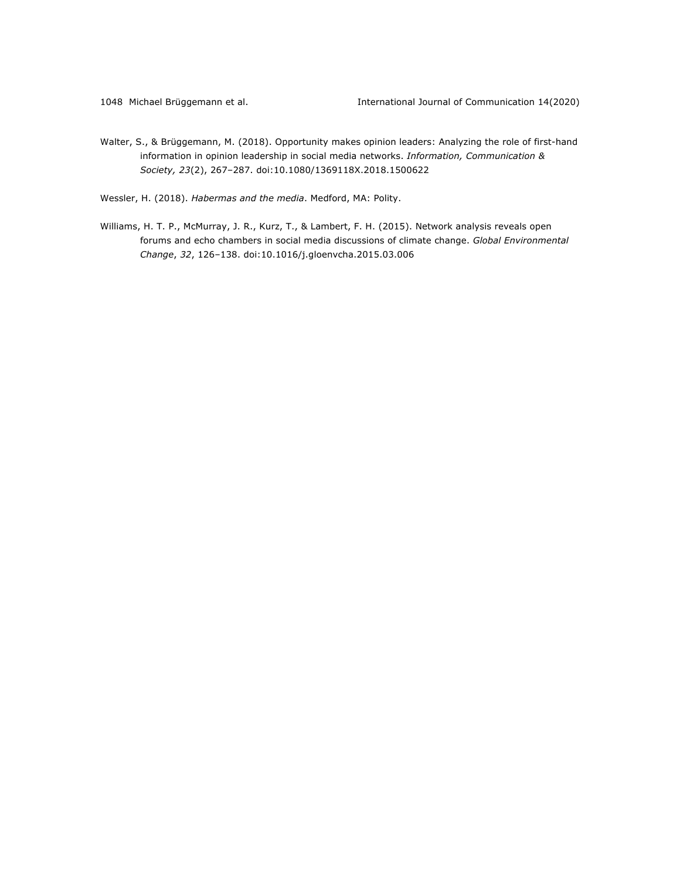Walter, S., & Brüggemann, M. (2018). Opportunity makes opinion leaders: Analyzing the role of first-hand information in opinion leadership in social media networks. *Information, Communication & Society, 23*(2), 267–287. doi:10.1080/1369118X.2018.1500622

Wessler, H. (2018). *Habermas and the media*. Medford, MA: Polity.

Williams, H. T. P., McMurray, J. R., Kurz, T., & Lambert, F. H. (2015). Network analysis reveals open forums and echo chambers in social media discussions of climate change. *Global Environmental Change*, *32*, 126–138. doi:10.1016/j.gloenvcha.2015.03.006